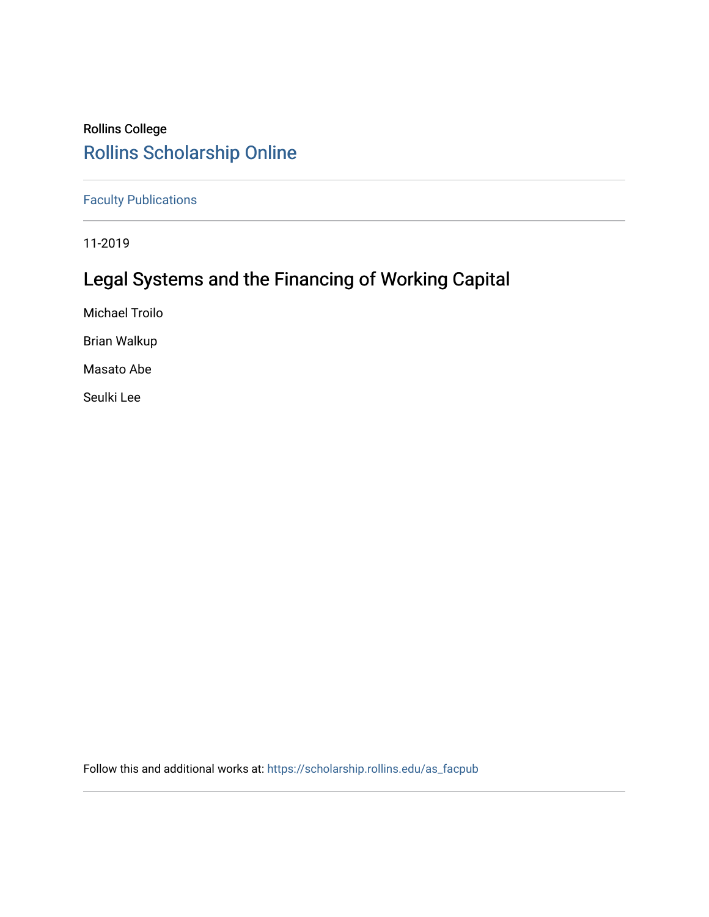Rollins College

Rollins Scholarship Online

Faculty Publications

11-2019

# Legal Systems and the Financing of Working Capital

Michael Troilo

Brian Walkup

Masato Abe

Seulki Lee

Follow this and additional works at: https://scholarship.rollins.edu/as_facpub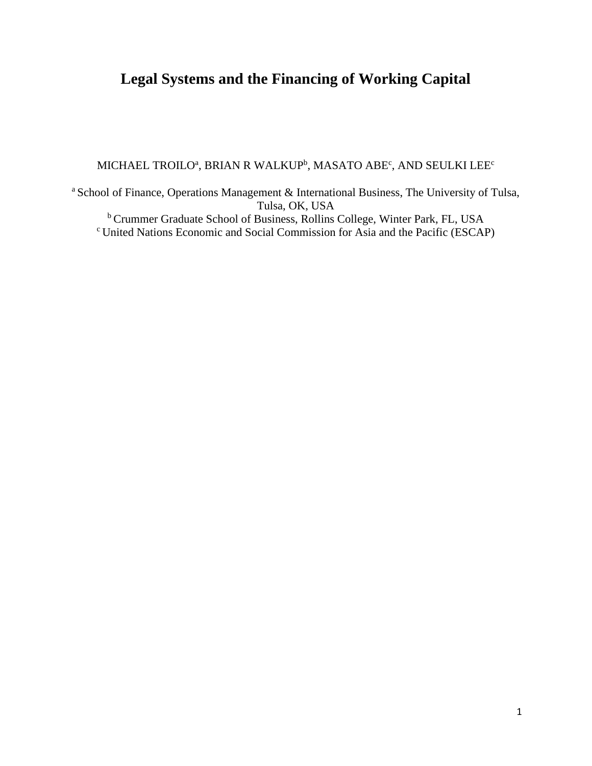# Legal Systems and the Financing of Working Capital

MICHAEL TROILO[a], BRIAN R WALKUP[b], MASATO ABE[c], AND SEULKI LEE[c]

[a] School of Finance, Operations Management & International Business, The University of Tulsa, Tulsa, OK, USA

[b] Crummer Graduate School of Business, Rollins College, Winter Park, FL, USA

[c] United Nations Economic and Social Commission for Asia and the Pacific (ESCAP)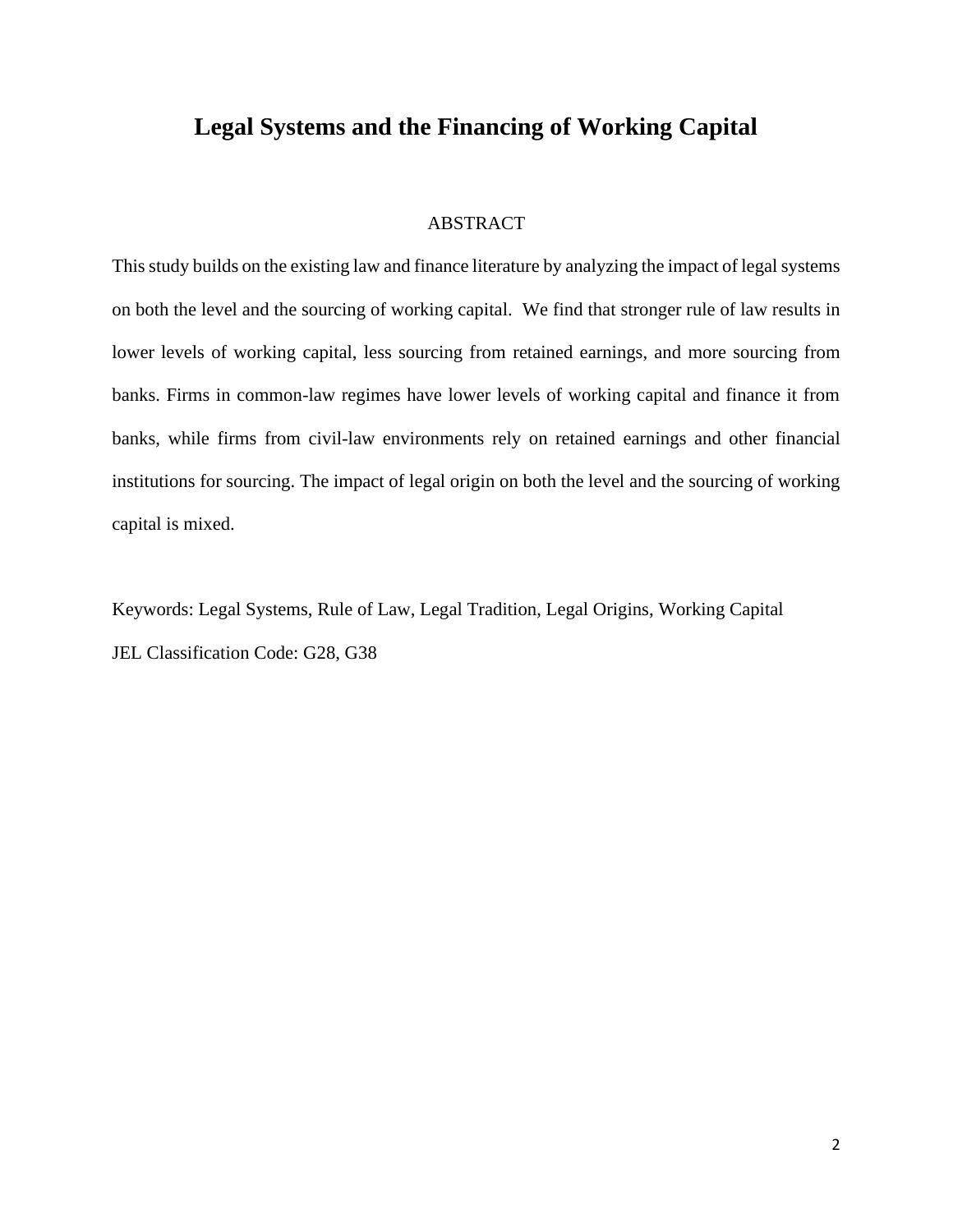# Legal Systems and the Financing of Working Capital

## ABSTRACT

This study builds on the existing law and finance literature by analyzing the impact of legal systems on both the level and the sourcing of working capital. We find that stronger rule of law results in lower levels of working capital, less sourcing from retained earnings, and more sourcing from banks. Firms in common-law regimes have lower levels of working capital and finance it from banks, while firms from civil-law environments rely on retained earnings and other financial institutions for sourcing. The impact of legal origin on both the level and the sourcing of working capital is mixed.

Keywords: Legal Systems, Rule of Law, Legal Tradition, Legal Origins, Working Capital

JEL Classification Code: G28, G38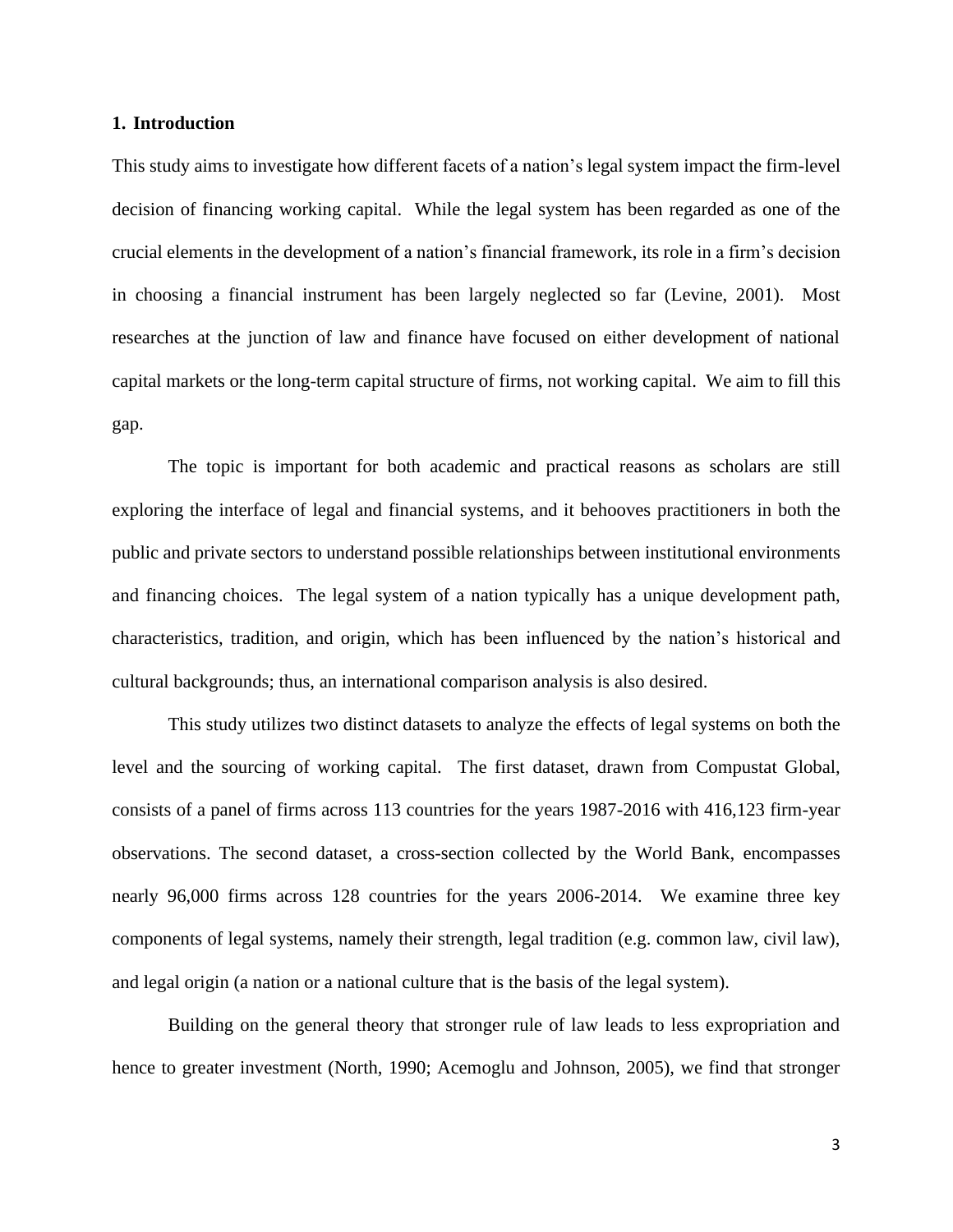## 1. Introduction

This study aims to investigate how different facets of a nation's legal system impact the firm-level decision of financing working capital. While the legal system has been regarded as one of the crucial elements in the development of a nation's financial framework, its role in a firm's decision in choosing a financial instrument has been largely neglected so far (Levine, 2001). Most researches at the junction of law and finance have focused on either development of national capital markets or the long-term capital structure of firms, not working capital. We aim to fill this gap.

The topic is important for both academic and practical reasons as scholars are still exploring the interface of legal and financial systems, and it behooves practitioners in both the public and private sectors to understand possible relationships between institutional environments and financing choices. The legal system of a nation typically has a unique development path, characteristics, tradition, and origin, which has been influenced by the nation's historical and cultural backgrounds; thus, an international comparison analysis is also desired.

This study utilizes two distinct datasets to analyze the effects of legal systems on both the level and the sourcing of working capital. The first dataset, drawn from Compustat Global, consists of a panel of firms across 113 countries for the years 1987-2016 with 416,123 firm-year observations. The second dataset, a cross-section collected by the World Bank, encompasses nearly 96,000 firms across 128 countries for the years 2006-2014. We examine three key components of legal systems, namely their strength, legal tradition (e.g. common law, civil law), and legal origin (a nation or a national culture that is the basis of the legal system).

Building on the general theory that stronger rule of law leads to less expropriation and hence to greater investment (North, 1990; Acemoglu and Johnson, 2005), we find that stronger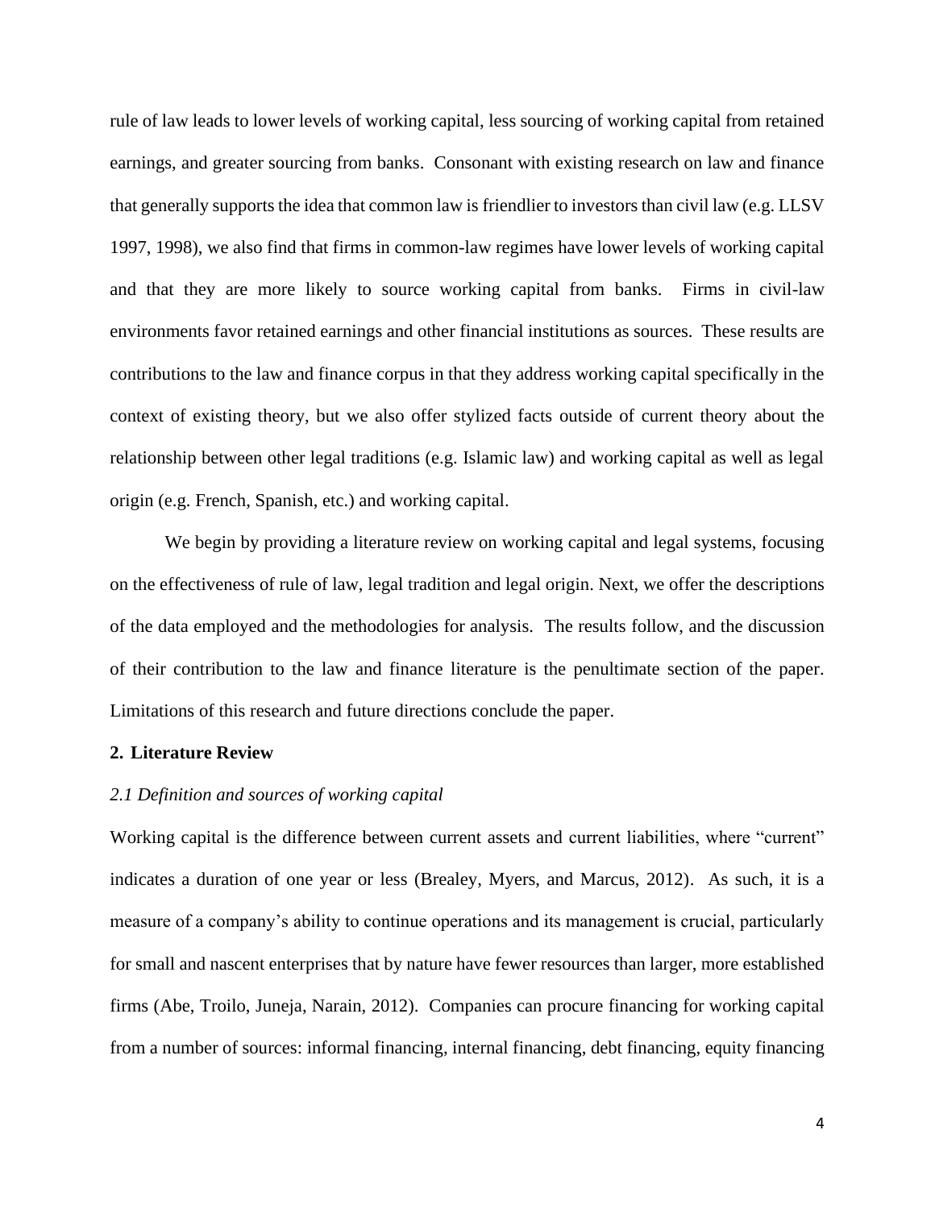rule of law leads to lower levels of working capital, less sourcing of working capital from retained earnings, and greater sourcing from banks. Consonant with existing research on law and finance that generally supports the idea that common law is friendlier to investors than civil law (e.g. LLSV 1997, 1998), we also find that firms in common-law regimes have lower levels of working capital and that they are more likely to source working capital from banks. Firms in civil-law environments favor retained earnings and other financial institutions as sources. These results are contributions to the law and finance corpus in that they address working capital specifically in the context of existing theory, but we also offer stylized facts outside of current theory about the relationship between other legal traditions (e.g. Islamic law) and working capital as well as legal origin (e.g. French, Spanish, etc.) and working capital.

We begin by providing a literature review on working capital and legal systems, focusing on the effectiveness of rule of law, legal tradition and legal origin. Next, we offer the descriptions of the data employed and the methodologies for analysis. The results follow, and the discussion of their contribution to the law and finance literature is the penultimate section of the paper. Limitations of this research and future directions conclude the paper.

## 2. Literature Review

### *2.1 Definition and sources of working capital*

Working capital is the difference between current assets and current liabilities, where "current" indicates a duration of one year or less (Brealey, Myers, and Marcus, 2012). As such, it is a measure of a company's ability to continue operations and its management is crucial, particularly for small and nascent enterprises that by nature have fewer resources than larger, more established firms (Abe, Troilo, Juneja, Narain, 2012). Companies can procure financing for working capital from a number of sources: informal financing, internal financing, debt financing, equity financing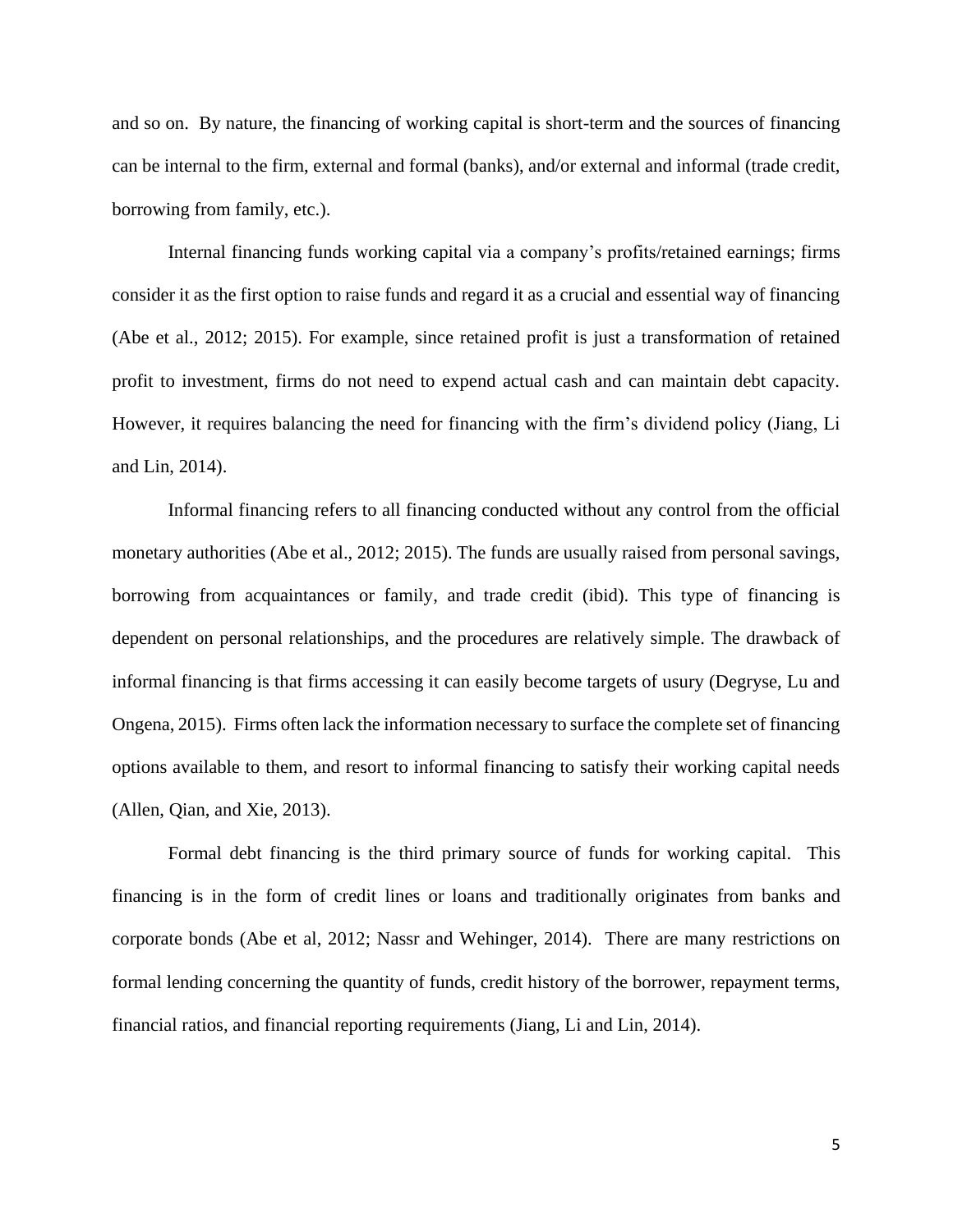and so on. By nature, the financing of working capital is short-term and the sources of financing can be internal to the firm, external and formal (banks), and/or external and informal (trade credit, borrowing from family, etc.).

Internal financing funds working capital via a company's profits/retained earnings; firms consider it as the first option to raise funds and regard it as a crucial and essential way of financing (Abe et al., 2012; 2015). For example, since retained profit is just a transformation of retained profit to investment, firms do not need to expend actual cash and can maintain debt capacity. However, it requires balancing the need for financing with the firm's dividend policy (Jiang, Li and Lin, 2014).

Informal financing refers to all financing conducted without any control from the official monetary authorities (Abe et al., 2012; 2015). The funds are usually raised from personal savings, borrowing from acquaintances or family, and trade credit (ibid). This type of financing is dependent on personal relationships, and the procedures are relatively simple. The drawback of informal financing is that firms accessing it can easily become targets of usury (Degryse, Lu and Ongena, 2015). Firms often lack the information necessary to surface the complete set of financing options available to them, and resort to informal financing to satisfy their working capital needs (Allen, Qian, and Xie, 2013).

Formal debt financing is the third primary source of funds for working capital. This financing is in the form of credit lines or loans and traditionally originates from banks and corporate bonds (Abe et al, 2012; Nassr and Wehinger, 2014). There are many restrictions on formal lending concerning the quantity of funds, credit history of the borrower, repayment terms, financial ratios, and financial reporting requirements (Jiang, Li and Lin, 2014).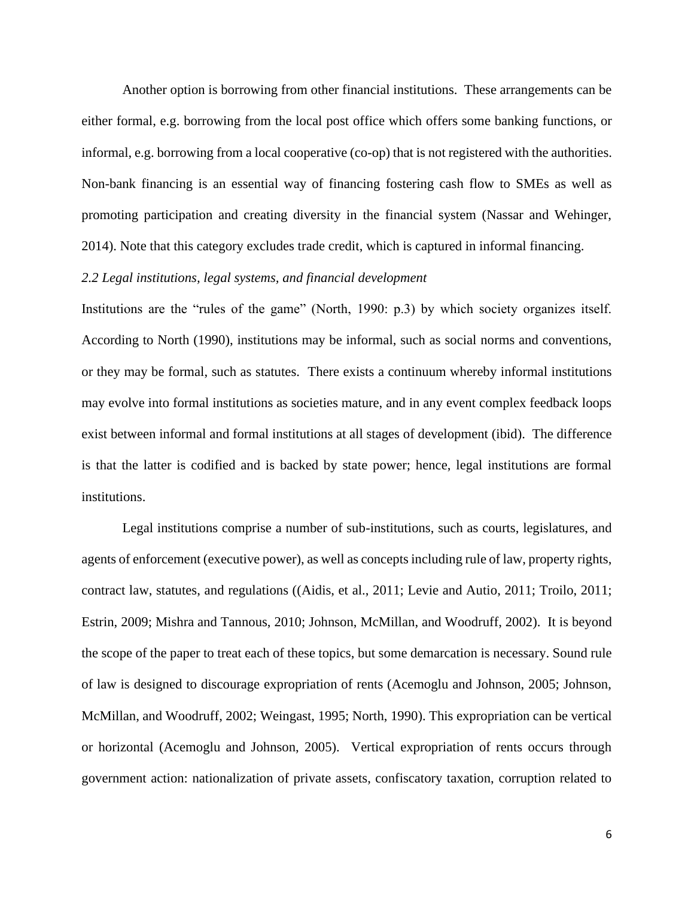Another option is borrowing from other financial institutions. These arrangements can be either formal, e.g. borrowing from the local post office which offers some banking functions, or informal, e.g. borrowing from a local cooperative (co-op) that is not registered with the authorities. Non-bank financing is an essential way of financing fostering cash flow to SMEs as well as promoting participation and creating diversity in the financial system (Nassar and Wehinger, 2014). Note that this category excludes trade credit, which is captured in informal financing.

### *2.2 Legal institutions, legal systems, and financial development*

Institutions are the "rules of the game" (North, 1990: p.3) by which society organizes itself. According to North (1990), institutions may be informal, such as social norms and conventions, or they may be formal, such as statutes. There exists a continuum whereby informal institutions may evolve into formal institutions as societies mature, and in any event complex feedback loops exist between informal and formal institutions at all stages of development (ibid). The difference is that the latter is codified and is backed by state power; hence, legal institutions are formal institutions.

Legal institutions comprise a number of sub-institutions, such as courts, legislatures, and agents of enforcement (executive power), as well as concepts including rule of law, property rights, contract law, statutes, and regulations ((Aidis, et al., 2011; Levie and Autio, 2011; Troilo, 2011; Estrin, 2009; Mishra and Tannous, 2010; Johnson, McMillan, and Woodruff, 2002). It is beyond the scope of the paper to treat each of these topics, but some demarcation is necessary. Sound rule of law is designed to discourage expropriation of rents (Acemoglu and Johnson, 2005; Johnson, McMillan, and Woodruff, 2002; Weingast, 1995; North, 1990). This expropriation can be vertical or horizontal (Acemoglu and Johnson, 2005). Vertical expropriation of rents occurs through government action: nationalization of private assets, confiscatory taxation, corruption related to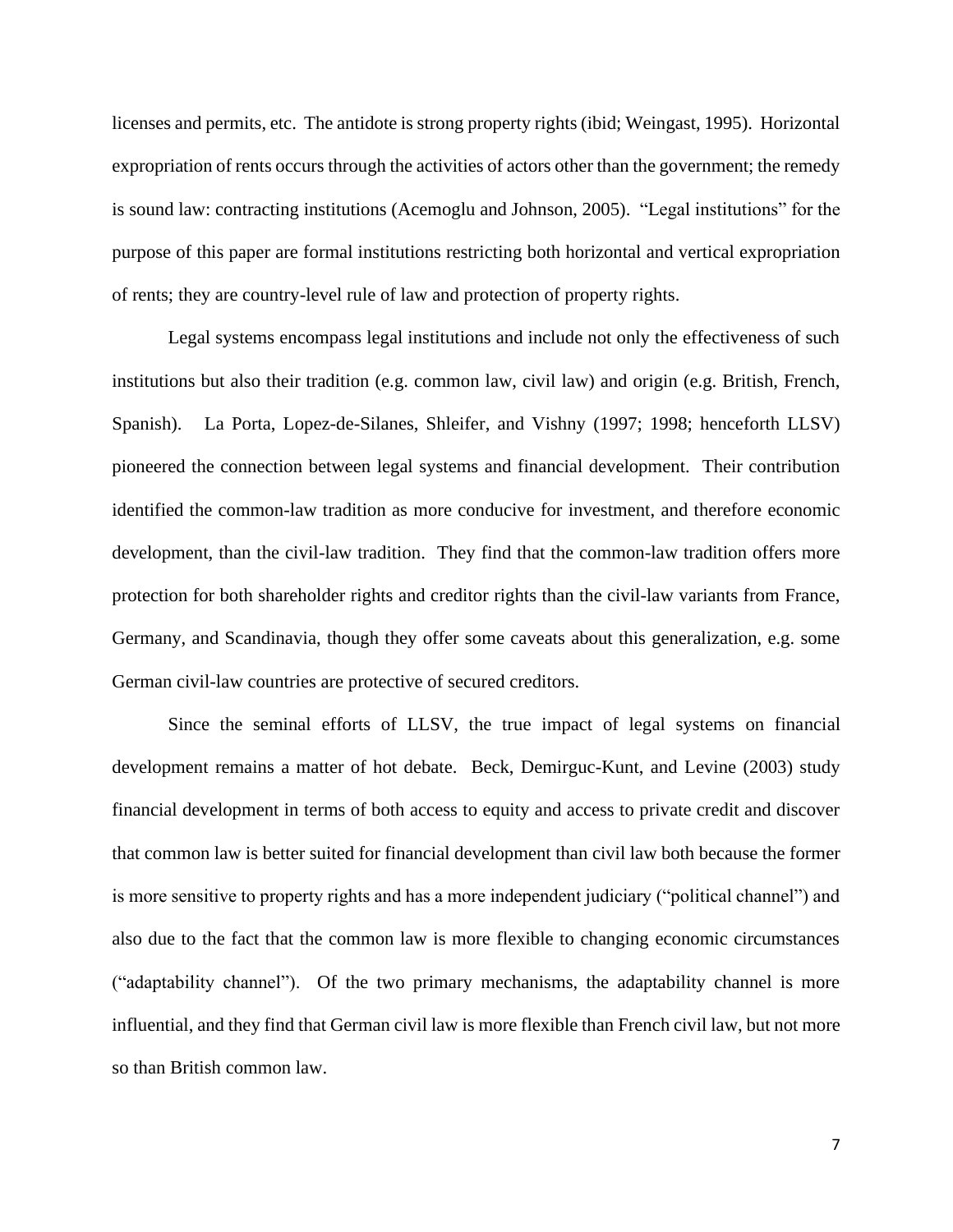licenses and permits, etc. The antidote is strong property rights (ibid; Weingast, 1995). Horizontal expropriation of rents occurs through the activities of actors other than the government; the remedy is sound law: contracting institutions (Acemoglu and Johnson, 2005). "Legal institutions" for the purpose of this paper are formal institutions restricting both horizontal and vertical expropriation of rents; they are country-level rule of law and protection of property rights.

Legal systems encompass legal institutions and include not only the effectiveness of such institutions but also their tradition (e.g. common law, civil law) and origin (e.g. British, French, Spanish). La Porta, Lopez-de-Silanes, Shleifer, and Vishny (1997; 1998; henceforth LLSV) pioneered the connection between legal systems and financial development. Their contribution identified the common-law tradition as more conducive for investment, and therefore economic development, than the civil-law tradition. They find that the common-law tradition offers more protection for both shareholder rights and creditor rights than the civil-law variants from France, Germany, and Scandinavia, though they offer some caveats about this generalization, e.g. some German civil-law countries are protective of secured creditors.

Since the seminal efforts of LLSV, the true impact of legal systems on financial development remains a matter of hot debate. Beck, Demirguc-Kunt, and Levine (2003) study financial development in terms of both access to equity and access to private credit and discover that common law is better suited for financial development than civil law both because the former is more sensitive to property rights and has a more independent judiciary ("political channel") and also due to the fact that the common law is more flexible to changing economic circumstances ("adaptability channel"). Of the two primary mechanisms, the adaptability channel is more influential, and they find that German civil law is more flexible than French civil law, but not more so than British common law.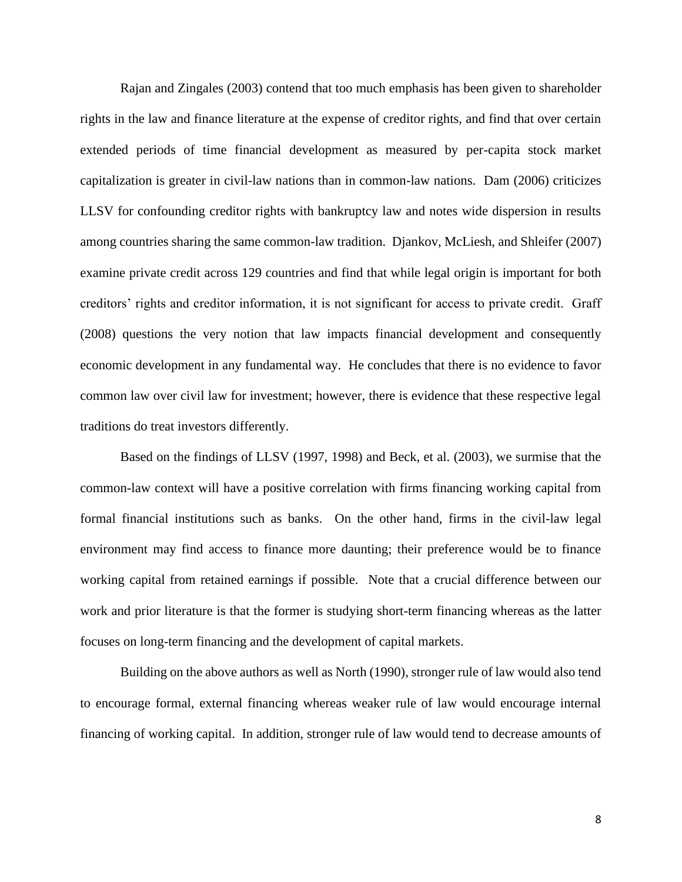Rajan and Zingales (2003) contend that too much emphasis has been given to shareholder rights in the law and finance literature at the expense of creditor rights, and find that over certain extended periods of time financial development as measured by per-capita stock market capitalization is greater in civil-law nations than in common-law nations. Dam (2006) criticizes LLSV for confounding creditor rights with bankruptcy law and notes wide dispersion in results among countries sharing the same common-law tradition. Djankov, McLiesh, and Shleifer (2007) examine private credit across 129 countries and find that while legal origin is important for both creditors' rights and creditor information, it is not significant for access to private credit. Graff (2008) questions the very notion that law impacts financial development and consequently economic development in any fundamental way. He concludes that there is no evidence to favor common law over civil law for investment; however, there is evidence that these respective legal traditions do treat investors differently.

Based on the findings of LLSV (1997, 1998) and Beck, et al. (2003), we surmise that the common-law context will have a positive correlation with firms financing working capital from formal financial institutions such as banks. On the other hand, firms in the civil-law legal environment may find access to finance more daunting; their preference would be to finance working capital from retained earnings if possible. Note that a crucial difference between our work and prior literature is that the former is studying short-term financing whereas as the latter focuses on long-term financing and the development of capital markets.

Building on the above authors as well as North (1990), stronger rule of law would also tend to encourage formal, external financing whereas weaker rule of law would encourage internal financing of working capital. In addition, stronger rule of law would tend to decrease amounts of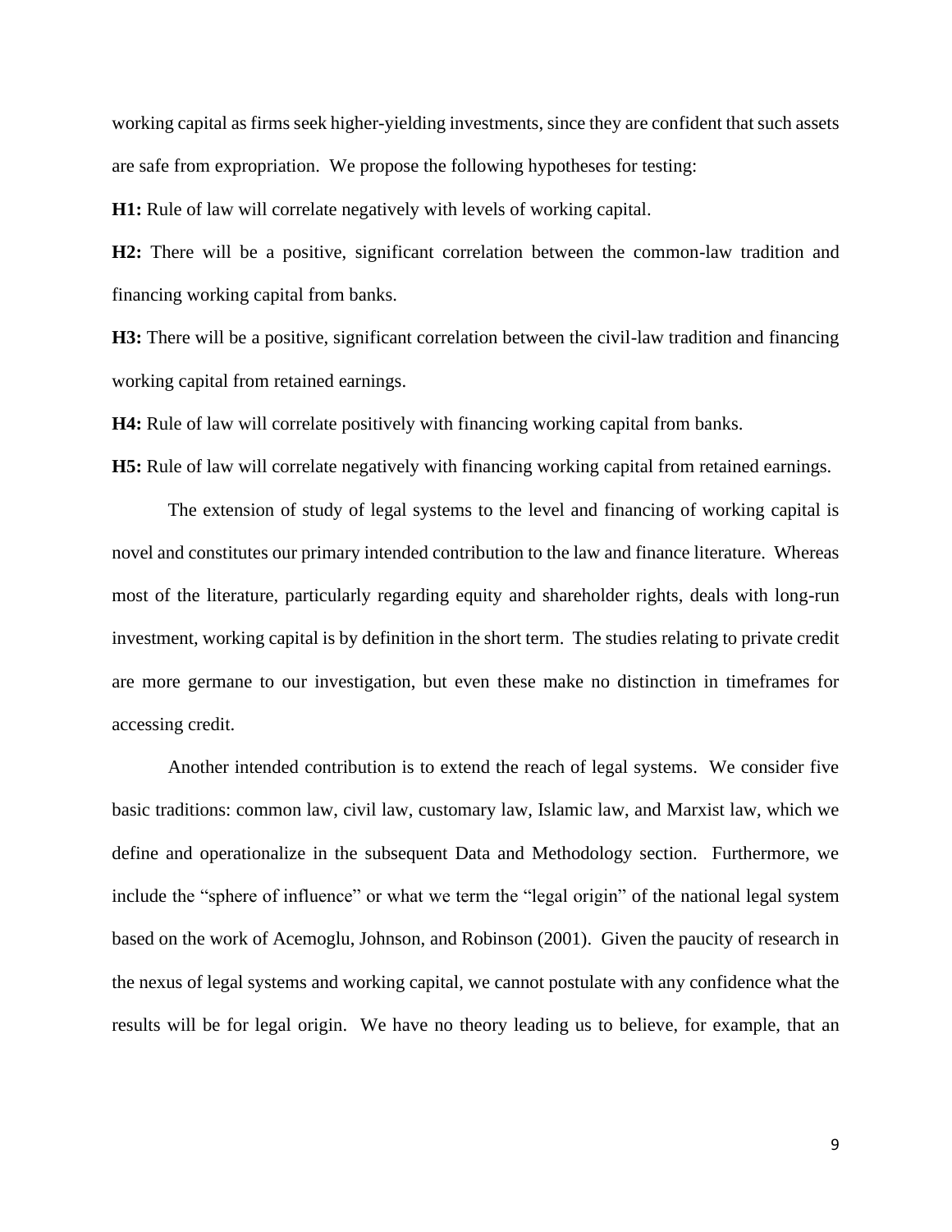working capital as firms seek higher-yielding investments, since they are confident that such assets are safe from expropriation. We propose the following hypotheses for testing:

**H1:** Rule of law will correlate negatively with levels of working capital.

**H2:** There will be a positive, significant correlation between the common-law tradition and financing working capital from banks.

**H3:** There will be a positive, significant correlation between the civil-law tradition and financing working capital from retained earnings.

**H4:** Rule of law will correlate positively with financing working capital from banks.

**H5:** Rule of law will correlate negatively with financing working capital from retained earnings.

The extension of study of legal systems to the level and financing of working capital is novel and constitutes our primary intended contribution to the law and finance literature. Whereas most of the literature, particularly regarding equity and shareholder rights, deals with long-run investment, working capital is by definition in the short term. The studies relating to private credit are more germane to our investigation, but even these make no distinction in timeframes for accessing credit.

Another intended contribution is to extend the reach of legal systems. We consider five basic traditions: common law, civil law, customary law, Islamic law, and Marxist law, which we define and operationalize in the subsequent Data and Methodology section. Furthermore, we include the "sphere of influence" or what we term the "legal origin" of the national legal system based on the work of Acemoglu, Johnson, and Robinson (2001). Given the paucity of research in the nexus of legal systems and working capital, we cannot postulate with any confidence what the results will be for legal origin. We have no theory leading us to believe, for example, that an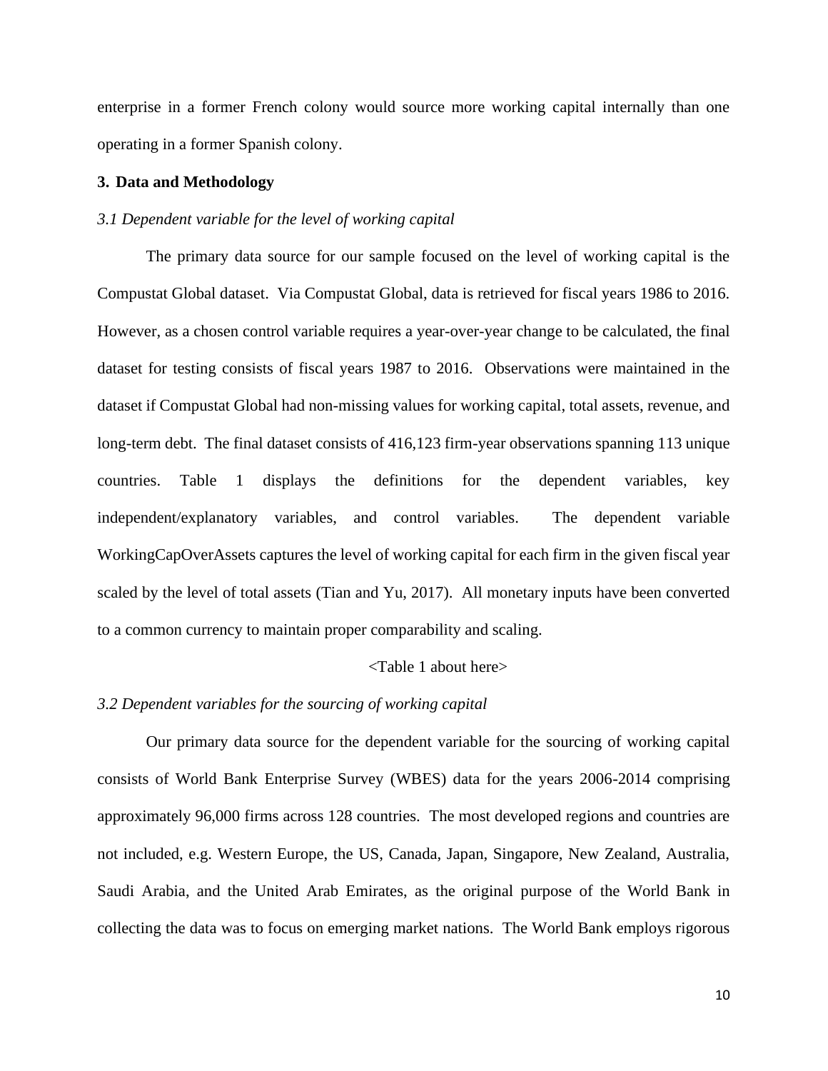enterprise in a former French colony would source more working capital internally than one operating in a former Spanish colony.

## 3. Data and Methodology

### *3.1 Dependent variable for the level of working capital*

The primary data source for our sample focused on the level of working capital is the Compustat Global dataset. Via Compustat Global, data is retrieved for fiscal years 1986 to 2016. However, as a chosen control variable requires a year-over-year change to be calculated, the final dataset for testing consists of fiscal years 1987 to 2016. Observations were maintained in the dataset if Compustat Global had non-missing values for working capital, total assets, revenue, and long-term debt. The final dataset consists of 416,123 firm-year observations spanning 113 unique countries. Table 1 displays the definitions for the dependent variables, key independent/explanatory variables, and control variables. The dependent variable WorkingCapOverAssets captures the level of working capital for each firm in the given fiscal year scaled by the level of total assets (Tian and Yu, 2017). All monetary inputs have been converted to a common currency to maintain proper comparability and scaling.

<Table 1 about here>

### *3.2 Dependent variables for the sourcing of working capital*

Our primary data source for the dependent variable for the sourcing of working capital consists of World Bank Enterprise Survey (WBES) data for the years 2006-2014 comprising approximately 96,000 firms across 128 countries. The most developed regions and countries are not included, e.g. Western Europe, the US, Canada, Japan, Singapore, New Zealand, Australia, Saudi Arabia, and the United Arab Emirates, as the original purpose of the World Bank in collecting the data was to focus on emerging market nations. The World Bank employs rigorous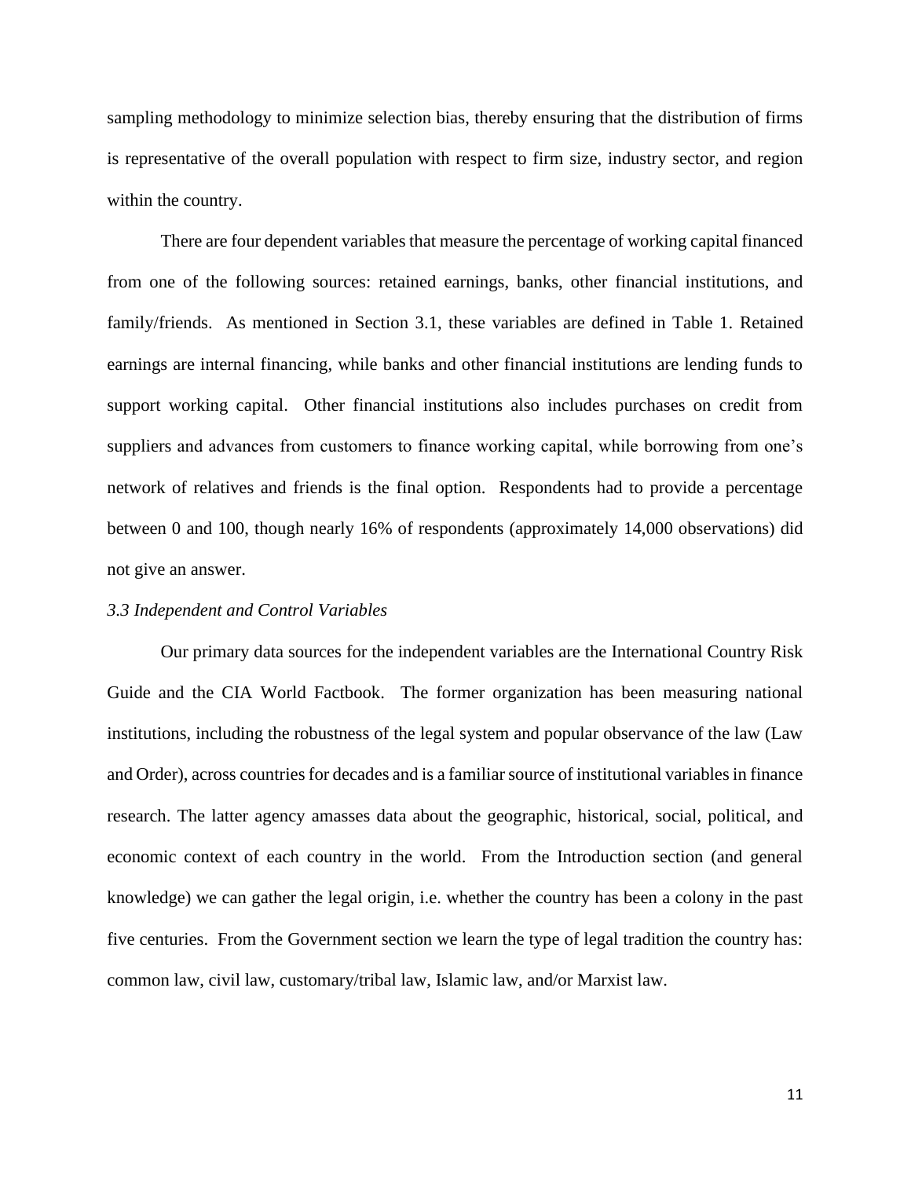sampling methodology to minimize selection bias, thereby ensuring that the distribution of firms is representative of the overall population with respect to firm size, industry sector, and region within the country.

There are four dependent variables that measure the percentage of working capital financed from one of the following sources: retained earnings, banks, other financial institutions, and family/friends. As mentioned in Section 3.1, these variables are defined in Table 1. Retained earnings are internal financing, while banks and other financial institutions are lending funds to support working capital. Other financial institutions also includes purchases on credit from suppliers and advances from customers to finance working capital, while borrowing from one's network of relatives and friends is the final option. Respondents had to provide a percentage between 0 and 100, though nearly 16% of respondents (approximately 14,000 observations) did not give an answer.

### *3.3 Independent and Control Variables*

Our primary data sources for the independent variables are the International Country Risk Guide and the CIA World Factbook. The former organization has been measuring national institutions, including the robustness of the legal system and popular observance of the law (Law and Order), across countries for decades and is a familiar source of institutional variables in finance research. The latter agency amasses data about the geographic, historical, social, political, and economic context of each country in the world. From the Introduction section (and general knowledge) we can gather the legal origin, i.e. whether the country has been a colony in the past five centuries. From the Government section we learn the type of legal tradition the country has: common law, civil law, customary/tribal law, Islamic law, and/or Marxist law.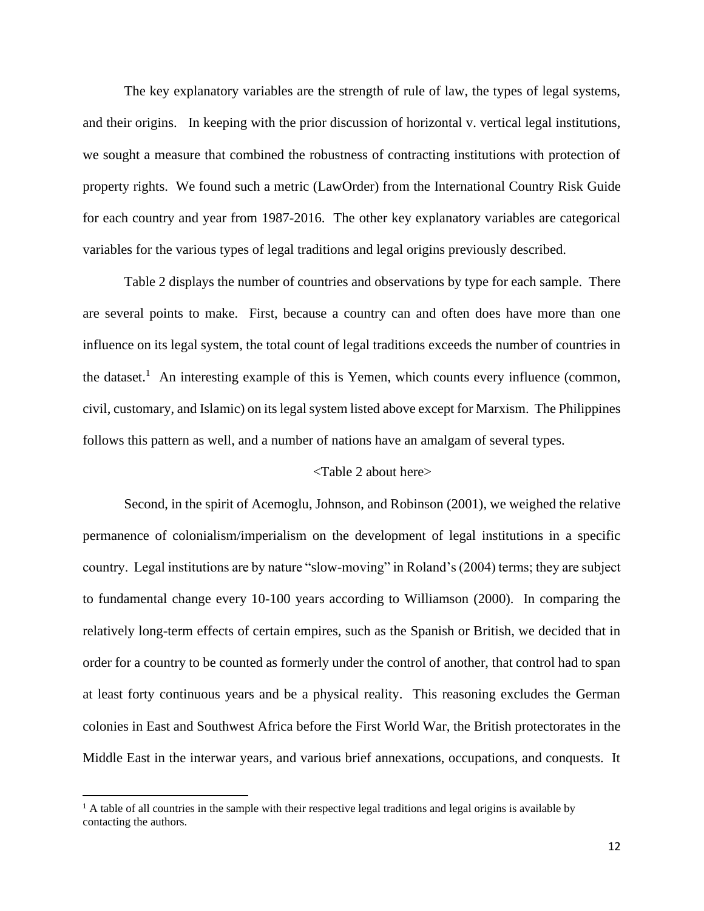The key explanatory variables are the strength of rule of law, the types of legal systems, and their origins. In keeping with the prior discussion of horizontal v. vertical legal institutions, we sought a measure that combined the robustness of contracting institutions with protection of property rights. We found such a metric (LawOrder) from the International Country Risk Guide for each country and year from 1987-2016. The other key explanatory variables are categorical variables for the various types of legal traditions and legal origins previously described.

Table 2 displays the number of countries and observations by type for each sample. There are several points to make. First, because a country can and often does have more than one influence on its legal system, the total count of legal traditions exceeds the number of countries in the dataset.[1] An interesting example of this is Yemen, which counts every influence (common, civil, customary, and Islamic) on its legal system listed above except for Marxism. The Philippines follows this pattern as well, and a number of nations have an amalgam of several types.

<Table 2 about here>

Second, in the spirit of Acemoglu, Johnson, and Robinson (2001), we weighed the relative permanence of colonialism/imperialism on the development of legal institutions in a specific country. Legal institutions are by nature "slow-moving" in Roland's (2004) terms; they are subject to fundamental change every 10-100 years according to Williamson (2000). In comparing the relatively long-term effects of certain empires, such as the Spanish or British, we decided that in order for a country to be counted as formerly under the control of another, that control had to span at least forty continuous years and be a physical reality. This reasoning excludes the German colonies in East and Southwest Africa before the First World War, the British protectorates in the Middle East in the interwar years, and various brief annexations, occupations, and conquests. It

[1] A table of all countries in the sample with their respective legal traditions and legal origins is available by contacting the authors.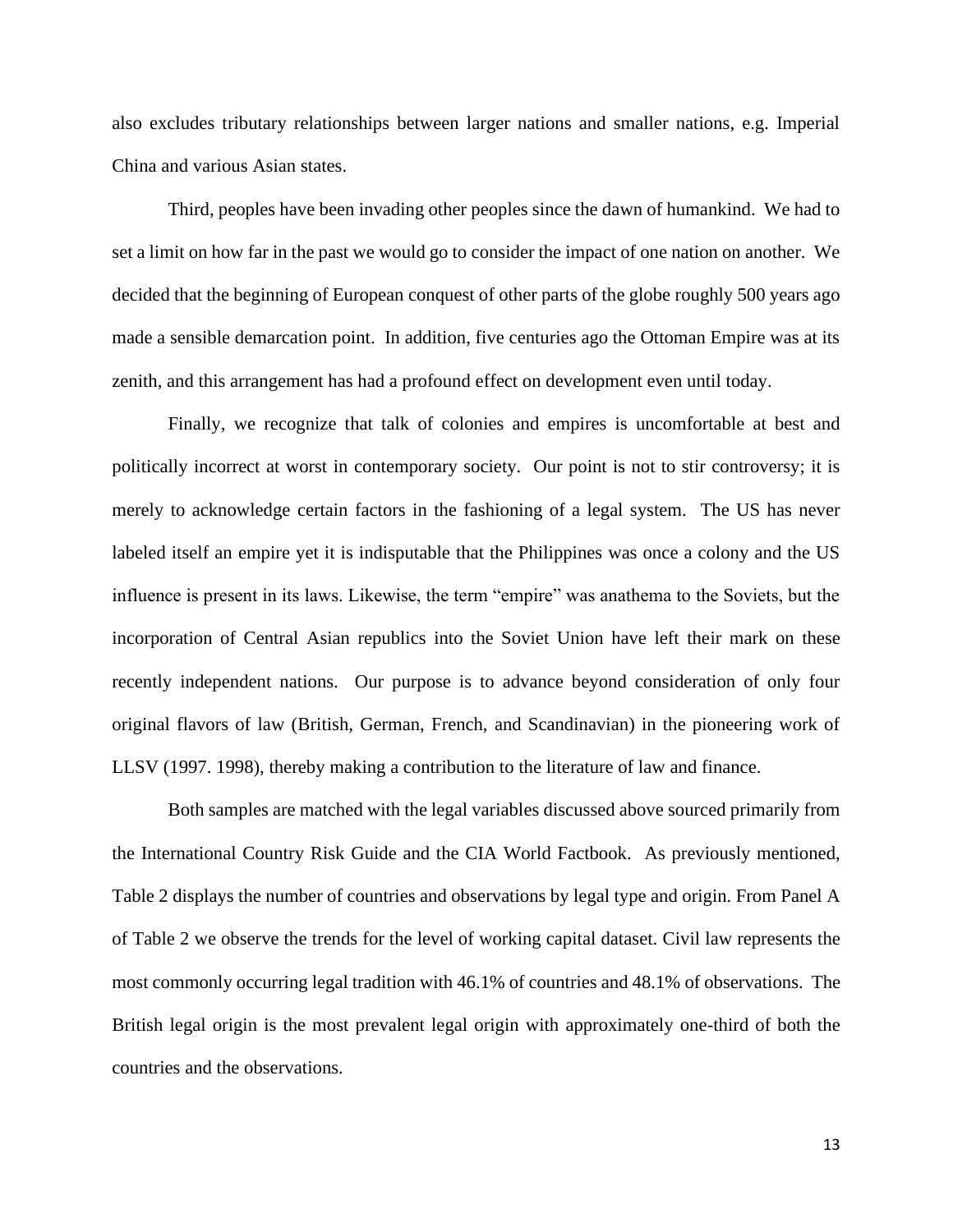also excludes tributary relationships between larger nations and smaller nations, e.g. Imperial China and various Asian states.

Third, peoples have been invading other peoples since the dawn of humankind. We had to set a limit on how far in the past we would go to consider the impact of one nation on another. We decided that the beginning of European conquest of other parts of the globe roughly 500 years ago made a sensible demarcation point. In addition, five centuries ago the Ottoman Empire was at its zenith, and this arrangement has had a profound effect on development even until today.

Finally, we recognize that talk of colonies and empires is uncomfortable at best and politically incorrect at worst in contemporary society. Our point is not to stir controversy; it is merely to acknowledge certain factors in the fashioning of a legal system. The US has never labeled itself an empire yet it is indisputable that the Philippines was once a colony and the US influence is present in its laws. Likewise, the term "empire" was anathema to the Soviets, but the incorporation of Central Asian republics into the Soviet Union have left their mark on these recently independent nations. Our purpose is to advance beyond consideration of only four original flavors of law (British, German, French, and Scandinavian) in the pioneering work of LLSV (1997. 1998), thereby making a contribution to the literature of law and finance.

Both samples are matched with the legal variables discussed above sourced primarily from the International Country Risk Guide and the CIA World Factbook. As previously mentioned, Table 2 displays the number of countries and observations by legal type and origin. From Panel A of Table 2 we observe the trends for the level of working capital dataset. Civil law represents the most commonly occurring legal tradition with 46.1% of countries and 48.1% of observations. The British legal origin is the most prevalent legal origin with approximately one-third of both the countries and the observations.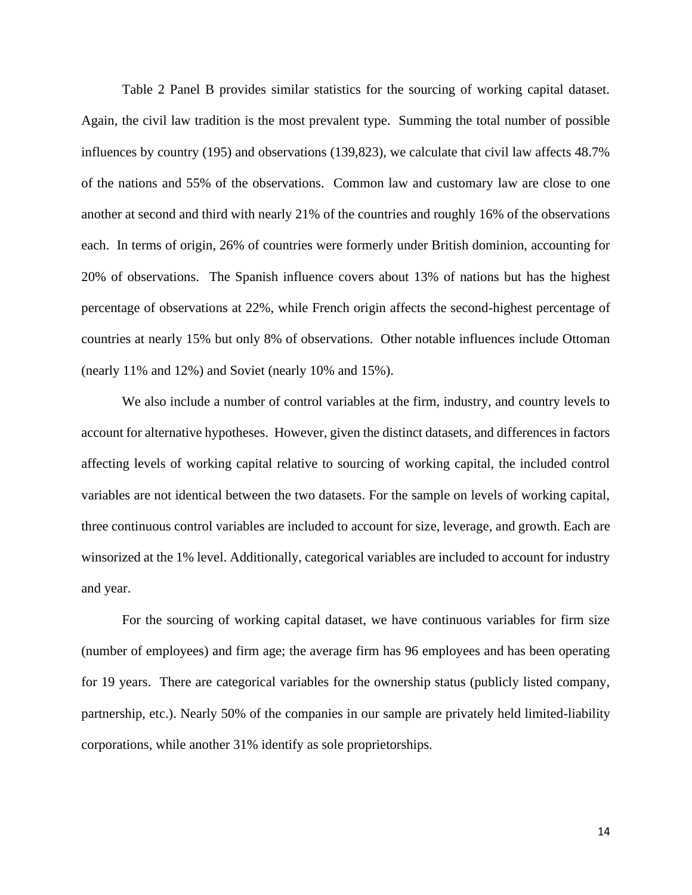Table 2 Panel B provides similar statistics for the sourcing of working capital dataset. Again, the civil law tradition is the most prevalent type. Summing the total number of possible influences by country (195) and observations (139,823), we calculate that civil law affects 48.7% of the nations and 55% of the observations. Common law and customary law are close to one another at second and third with nearly 21% of the countries and roughly 16% of the observations each. In terms of origin, 26% of countries were formerly under British dominion, accounting for 20% of observations. The Spanish influence covers about 13% of nations but has the highest percentage of observations at 22%, while French origin affects the second-highest percentage of countries at nearly 15% but only 8% of observations. Other notable influences include Ottoman (nearly 11% and 12%) and Soviet (nearly 10% and 15%).

We also include a number of control variables at the firm, industry, and country levels to account for alternative hypotheses. However, given the distinct datasets, and differences in factors affecting levels of working capital relative to sourcing of working capital, the included control variables are not identical between the two datasets. For the sample on levels of working capital, three continuous control variables are included to account for size, leverage, and growth. Each are winsorized at the 1% level. Additionally, categorical variables are included to account for industry and year.

For the sourcing of working capital dataset, we have continuous variables for firm size (number of employees) and firm age; the average firm has 96 employees and has been operating for 19 years. There are categorical variables for the ownership status (publicly listed company, partnership, etc.). Nearly 50% of the companies in our sample are privately held limited-liability corporations, while another 31% identify as sole proprietorships.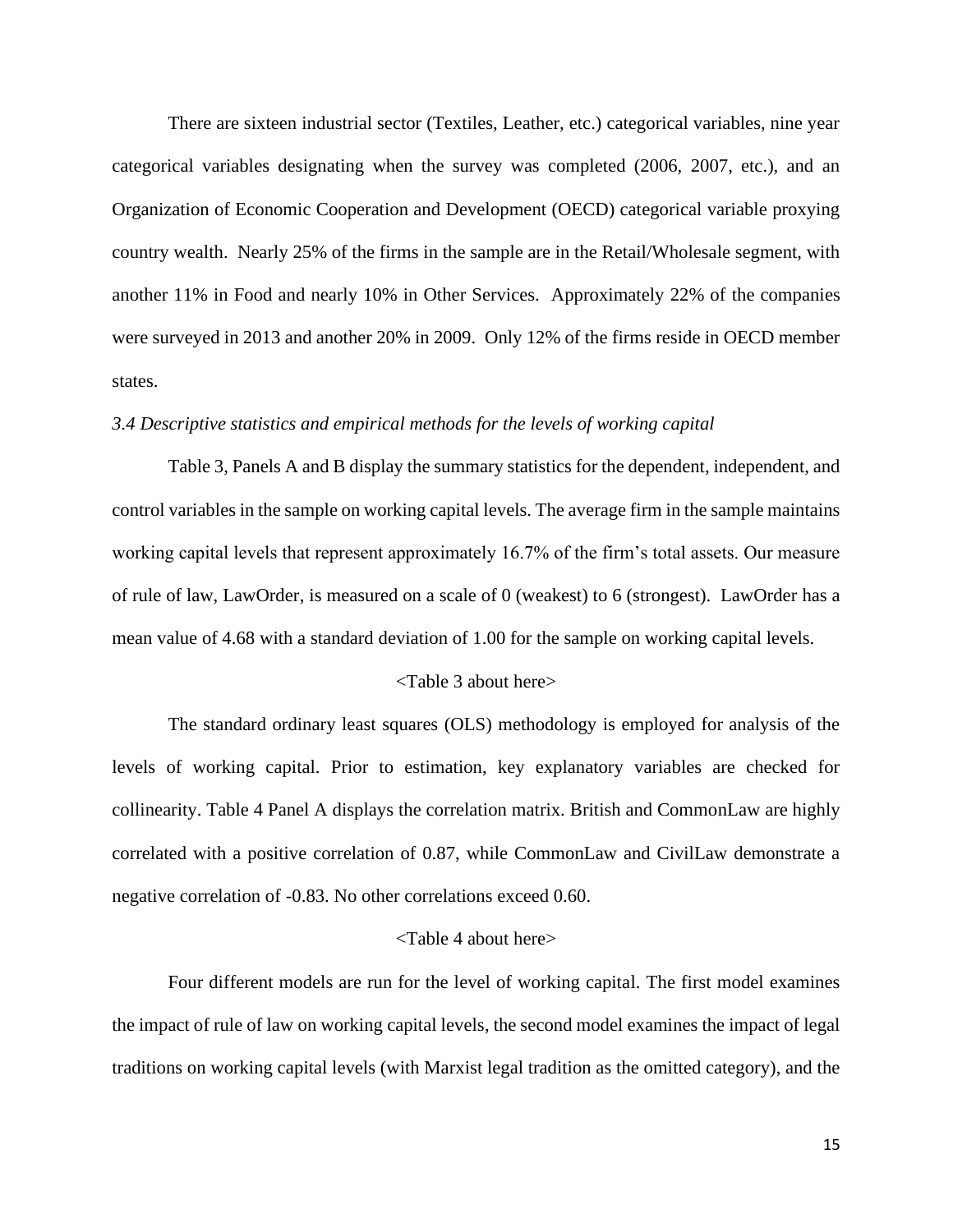There are sixteen industrial sector (Textiles, Leather, etc.) categorical variables, nine year categorical variables designating when the survey was completed (2006, 2007, etc.), and an Organization of Economic Cooperation and Development (OECD) categorical variable proxying country wealth. Nearly 25% of the firms in the sample are in the Retail/Wholesale segment, with another 11% in Food and nearly 10% in Other Services. Approximately 22% of the companies were surveyed in 2013 and another 20% in 2009. Only 12% of the firms reside in OECD member states.

### *3.4 Descriptive statistics and empirical methods for the levels of working capital*

Table 3, Panels A and B display the summary statistics for the dependent, independent, and control variables in the sample on working capital levels. The average firm in the sample maintains working capital levels that represent approximately 16.7% of the firm's total assets. Our measure of rule of law, LawOrder, is measured on a scale of 0 (weakest) to 6 (strongest). LawOrder has a mean value of 4.68 with a standard deviation of 1.00 for the sample on working capital levels.

<Table 3 about here>

The standard ordinary least squares (OLS) methodology is employed for analysis of the levels of working capital. Prior to estimation, key explanatory variables are checked for collinearity. Table 4 Panel A displays the correlation matrix. British and CommonLaw are highly correlated with a positive correlation of 0.87, while CommonLaw and CivilLaw demonstrate a negative correlation of -0.83. No other correlations exceed 0.60.

<Table 4 about here>

Four different models are run for the level of working capital. The first model examines the impact of rule of law on working capital levels, the second model examines the impact of legal traditions on working capital levels (with Marxist legal tradition as the omitted category), and the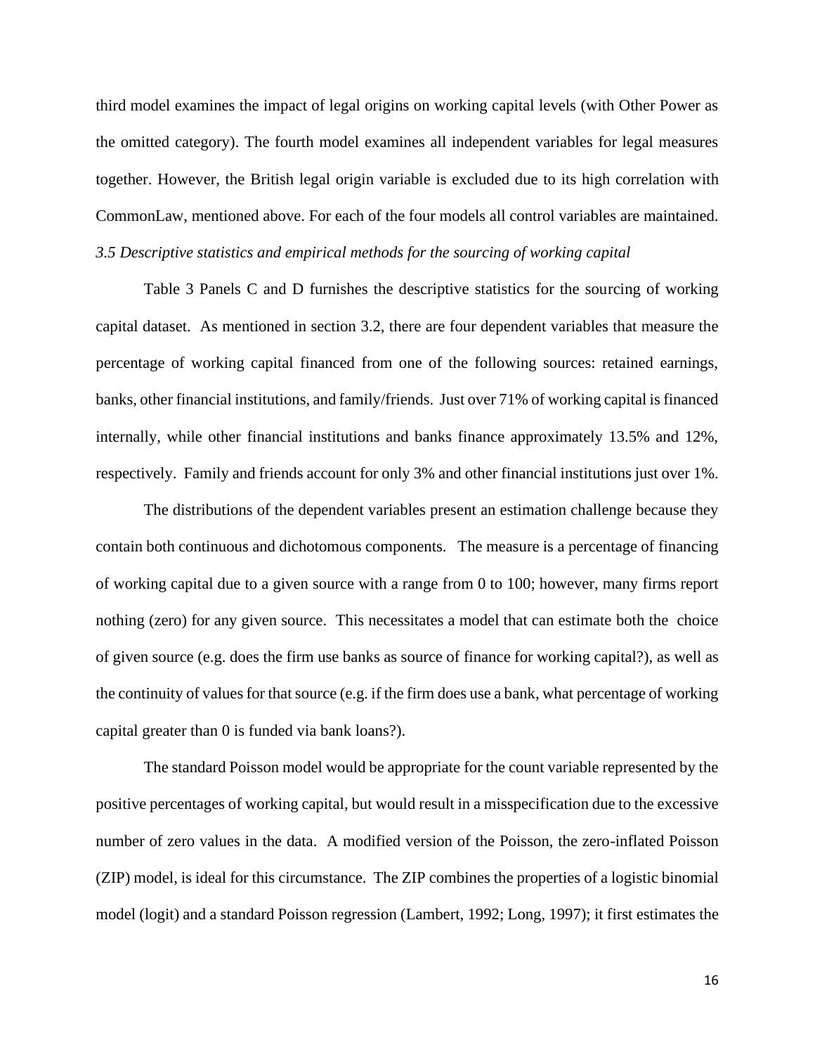third model examines the impact of legal origins on working capital levels (with Other Power as the omitted category). The fourth model examines all independent variables for legal measures together. However, the British legal origin variable is excluded due to its high correlation with CommonLaw, mentioned above. For each of the four models all control variables are maintained.

### *3.5 Descriptive statistics and empirical methods for the sourcing of working capital*

Table 3 Panels C and D furnishes the descriptive statistics for the sourcing of working capital dataset. As mentioned in section 3.2, there are four dependent variables that measure the percentage of working capital financed from one of the following sources: retained earnings, banks, other financial institutions, and family/friends. Just over 71% of working capital is financed internally, while other financial institutions and banks finance approximately 13.5% and 12%, respectively. Family and friends account for only 3% and other financial institutions just over 1%.

The distributions of the dependent variables present an estimation challenge because they contain both continuous and dichotomous components. The measure is a percentage of financing of working capital due to a given source with a range from 0 to 100; however, many firms report nothing (zero) for any given source. This necessitates a model that can estimate both the choice of given source (e.g. does the firm use banks as source of finance for working capital?), as well as the continuity of values for that source (e.g. if the firm does use a bank, what percentage of working capital greater than 0 is funded via bank loans?).

The standard Poisson model would be appropriate for the count variable represented by the positive percentages of working capital, but would result in a misspecification due to the excessive number of zero values in the data. A modified version of the Poisson, the zero-inflated Poisson (ZIP) model, is ideal for this circumstance. The ZIP combines the properties of a logistic binomial model (logit) and a standard Poisson regression (Lambert, 1992; Long, 1997); it first estimates the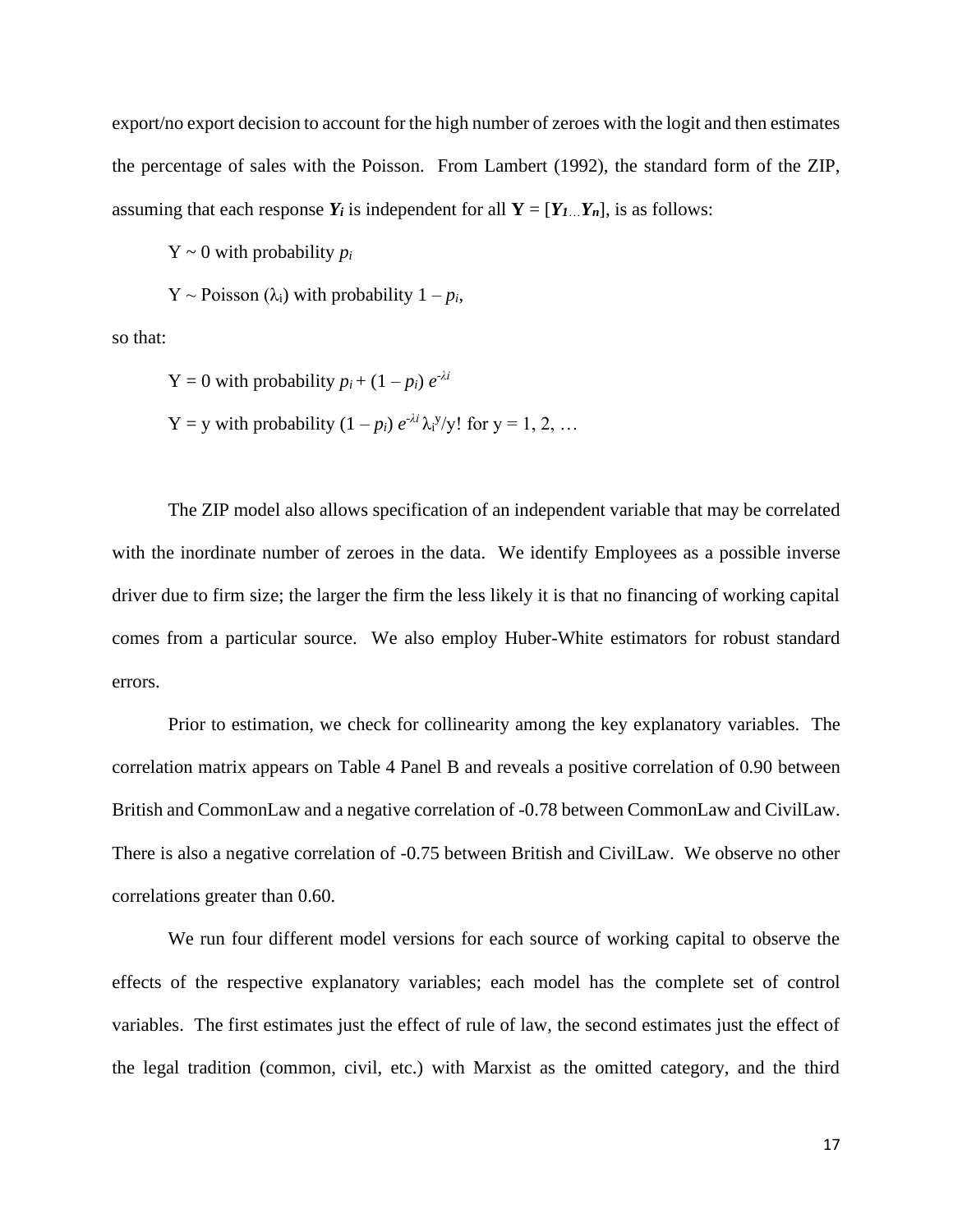export/no export decision to account for the high number of zeroes with the logit and then estimates the percentage of sales with the Poisson. From Lambert (1992), the standard form of the ZIP, assuming that each response $\boldsymbol{Y_i}$ is independent for all $\mathbf{Y} = [\boldsymbol{Y_1 \ldots Y_n}]$, is as follows:

$Y \sim 0$ with probability $p_i$

$Y \sim \text{Poisson}(\lambda_i)$ with probability $1 - p_i$,

so that:

$Y = 0$ with probability $p_i + (1 - p_i)\, e^{-\lambda i}$

$Y = y$ with probability $(1 - p_i)\, e^{-\lambda i} \lambda_i^y / y!$ for $y = 1, 2, \ldots$

The ZIP model also allows specification of an independent variable that may be correlated with the inordinate number of zeroes in the data. We identify Employees as a possible inverse driver due to firm size; the larger the firm the less likely it is that no financing of working capital comes from a particular source. We also employ Huber-White estimators for robust standard errors.

Prior to estimation, we check for collinearity among the key explanatory variables. The correlation matrix appears on Table 4 Panel B and reveals a positive correlation of 0.90 between British and CommonLaw and a negative correlation of -0.78 between CommonLaw and CivilLaw. There is also a negative correlation of -0.75 between British and CivilLaw. We observe no other correlations greater than 0.60.

We run four different model versions for each source of working capital to observe the effects of the respective explanatory variables; each model has the complete set of control variables. The first estimates just the effect of rule of law, the second estimates just the effect of the legal tradition (common, civil, etc.) with Marxist as the omitted category, and the third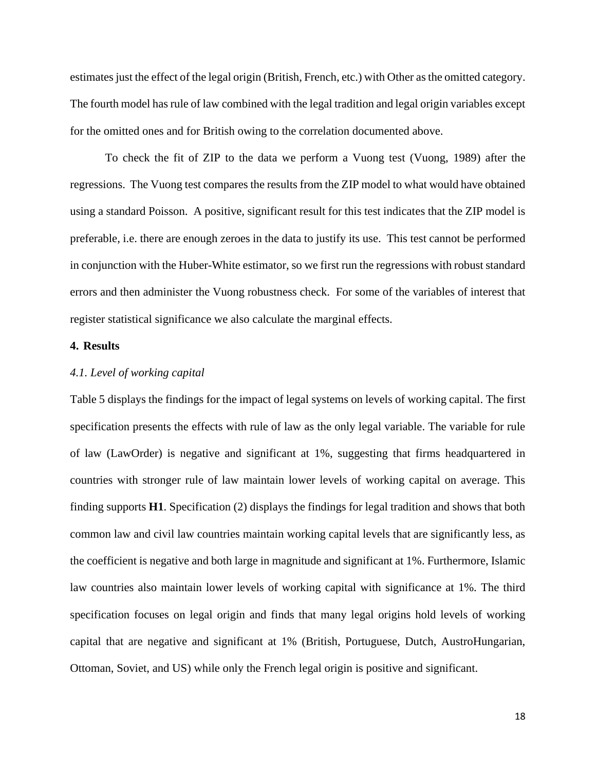estimates just the effect of the legal origin (British, French, etc.) with Other as the omitted category. The fourth model has rule of law combined with the legal tradition and legal origin variables except for the omitted ones and for British owing to the correlation documented above.

To check the fit of ZIP to the data we perform a Vuong test (Vuong, 1989) after the regressions. The Vuong test compares the results from the ZIP model to what would have obtained using a standard Poisson. A positive, significant result for this test indicates that the ZIP model is preferable, i.e. there are enough zeroes in the data to justify its use. This test cannot be performed in conjunction with the Huber-White estimator, so we first run the regressions with robust standard errors and then administer the Vuong robustness check. For some of the variables of interest that register statistical significance we also calculate the marginal effects.

## 4. Results

### *4.1. Level of working capital*

Table 5 displays the findings for the impact of legal systems on levels of working capital. The first specification presents the effects with rule of law as the only legal variable. The variable for rule of law (LawOrder) is negative and significant at 1%, suggesting that firms headquartered in countries with stronger rule of law maintain lower levels of working capital on average. This finding supports **H1**. Specification (2) displays the findings for legal tradition and shows that both common law and civil law countries maintain working capital levels that are significantly less, as the coefficient is negative and both large in magnitude and significant at 1%. Furthermore, Islamic law countries also maintain lower levels of working capital with significance at 1%. The third specification focuses on legal origin and finds that many legal origins hold levels of working capital that are negative and significant at 1% (British, Portuguese, Dutch, AustroHungarian, Ottoman, Soviet, and US) while only the French legal origin is positive and significant.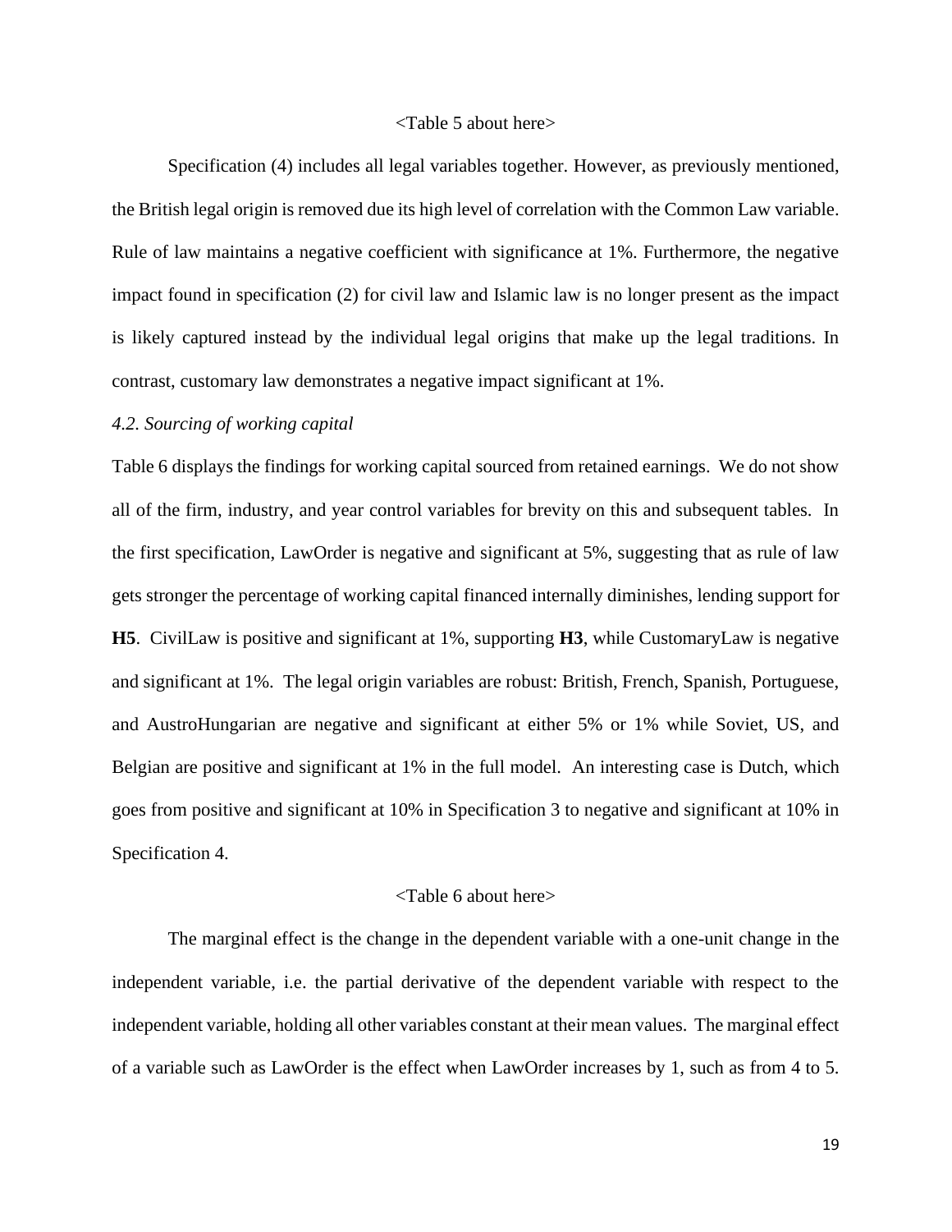<Table 5 about here>

Specification (4) includes all legal variables together. However, as previously mentioned, the British legal origin is removed due its high level of correlation with the Common Law variable. Rule of law maintains a negative coefficient with significance at 1%. Furthermore, the negative impact found in specification (2) for civil law and Islamic law is no longer present as the impact is likely captured instead by the individual legal origins that make up the legal traditions. In contrast, customary law demonstrates a negative impact significant at 1%.

*4.2. Sourcing of working capital*

Table 6 displays the findings for working capital sourced from retained earnings. We do not show all of the firm, industry, and year control variables for brevity on this and subsequent tables. In the first specification, LawOrder is negative and significant at 5%, suggesting that as rule of law gets stronger the percentage of working capital financed internally diminishes, lending support for **H5**. CivilLaw is positive and significant at 1%, supporting **H3**, while CustomaryLaw is negative and significant at 1%. The legal origin variables are robust: British, French, Spanish, Portuguese, and AustroHungarian are negative and significant at either 5% or 1% while Soviet, US, and Belgian are positive and significant at 1% in the full model. An interesting case is Dutch, which goes from positive and significant at 10% in Specification 3 to negative and significant at 10% in Specification 4.

<Table 6 about here>

The marginal effect is the change in the dependent variable with a one-unit change in the independent variable, i.e. the partial derivative of the dependent variable with respect to the independent variable, holding all other variables constant at their mean values. The marginal effect of a variable such as LawOrder is the effect when LawOrder increases by 1, such as from 4 to 5.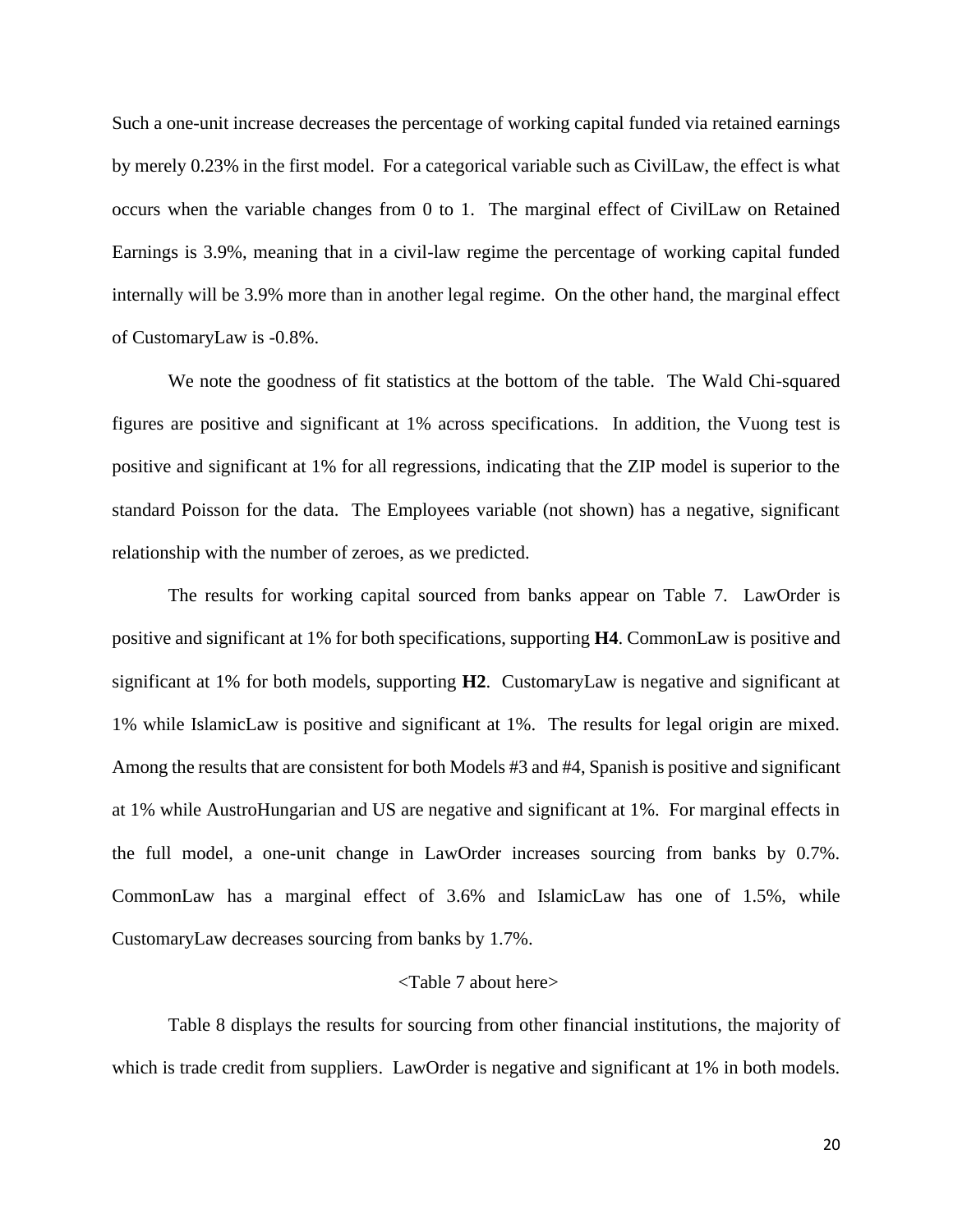Such a one-unit increase decreases the percentage of working capital funded via retained earnings by merely 0.23% in the first model. For a categorical variable such as CivilLaw, the effect is what occurs when the variable changes from 0 to 1. The marginal effect of CivilLaw on Retained Earnings is 3.9%, meaning that in a civil-law regime the percentage of working capital funded internally will be 3.9% more than in another legal regime. On the other hand, the marginal effect of CustomaryLaw is -0.8%.

We note the goodness of fit statistics at the bottom of the table. The Wald Chi-squared figures are positive and significant at 1% across specifications. In addition, the Vuong test is positive and significant at 1% for all regressions, indicating that the ZIP model is superior to the standard Poisson for the data. The Employees variable (not shown) has a negative, significant relationship with the number of zeroes, as we predicted.

The results for working capital sourced from banks appear on Table 7. LawOrder is positive and significant at 1% for both specifications, supporting **H4**. CommonLaw is positive and significant at 1% for both models, supporting **H2**. CustomaryLaw is negative and significant at 1% while IslamicLaw is positive and significant at 1%. The results for legal origin are mixed. Among the results that are consistent for both Models #3 and #4, Spanish is positive and significant at 1% while AustroHungarian and US are negative and significant at 1%. For marginal effects in the full model, a one-unit change in LawOrder increases sourcing from banks by 0.7%. CommonLaw has a marginal effect of 3.6% and IslamicLaw has one of 1.5%, while CustomaryLaw decreases sourcing from banks by 1.7%.

<Table 7 about here>

Table 8 displays the results for sourcing from other financial institutions, the majority of which is trade credit from suppliers. LawOrder is negative and significant at 1% in both models.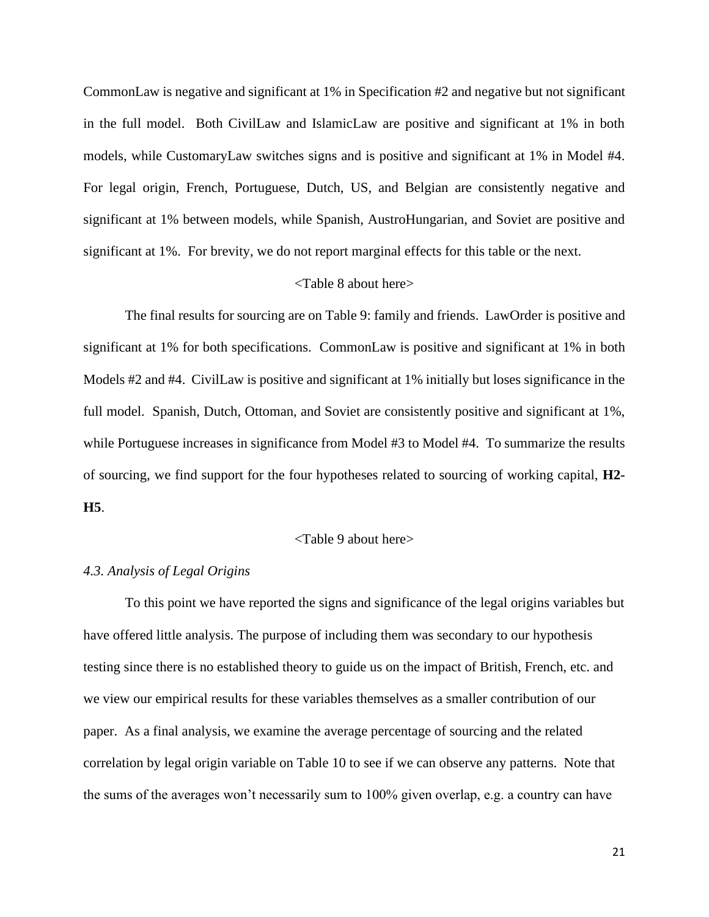CommonLaw is negative and significant at 1% in Specification #2 and negative but not significant in the full model. Both CivilLaw and IslamicLaw are positive and significant at 1% in both models, while CustomaryLaw switches signs and is positive and significant at 1% in Model #4. For legal origin, French, Portuguese, Dutch, US, and Belgian are consistently negative and significant at 1% between models, while Spanish, AustroHungarian, and Soviet are positive and significant at 1%. For brevity, we do not report marginal effects for this table or the next.

<Table 8 about here>

The final results for sourcing are on Table 9: family and friends. LawOrder is positive and significant at 1% for both specifications. CommonLaw is positive and significant at 1% in both Models #2 and #4. CivilLaw is positive and significant at 1% initially but loses significance in the full model. Spanish, Dutch, Ottoman, and Soviet are consistently positive and significant at 1%, while Portuguese increases in significance from Model #3 to Model #4. To summarize the results of sourcing, we find support for the four hypotheses related to sourcing of working capital, **H2-H5**.

<Table 9 about here>

*4.3. Analysis of Legal Origins*

To this point we have reported the signs and significance of the legal origins variables but have offered little analysis. The purpose of including them was secondary to our hypothesis testing since there is no established theory to guide us on the impact of British, French, etc. and we view our empirical results for these variables themselves as a smaller contribution of our paper. As a final analysis, we examine the average percentage of sourcing and the related correlation by legal origin variable on Table 10 to see if we can observe any patterns. Note that the sums of the averages won't necessarily sum to 100% given overlap, e.g. a country can have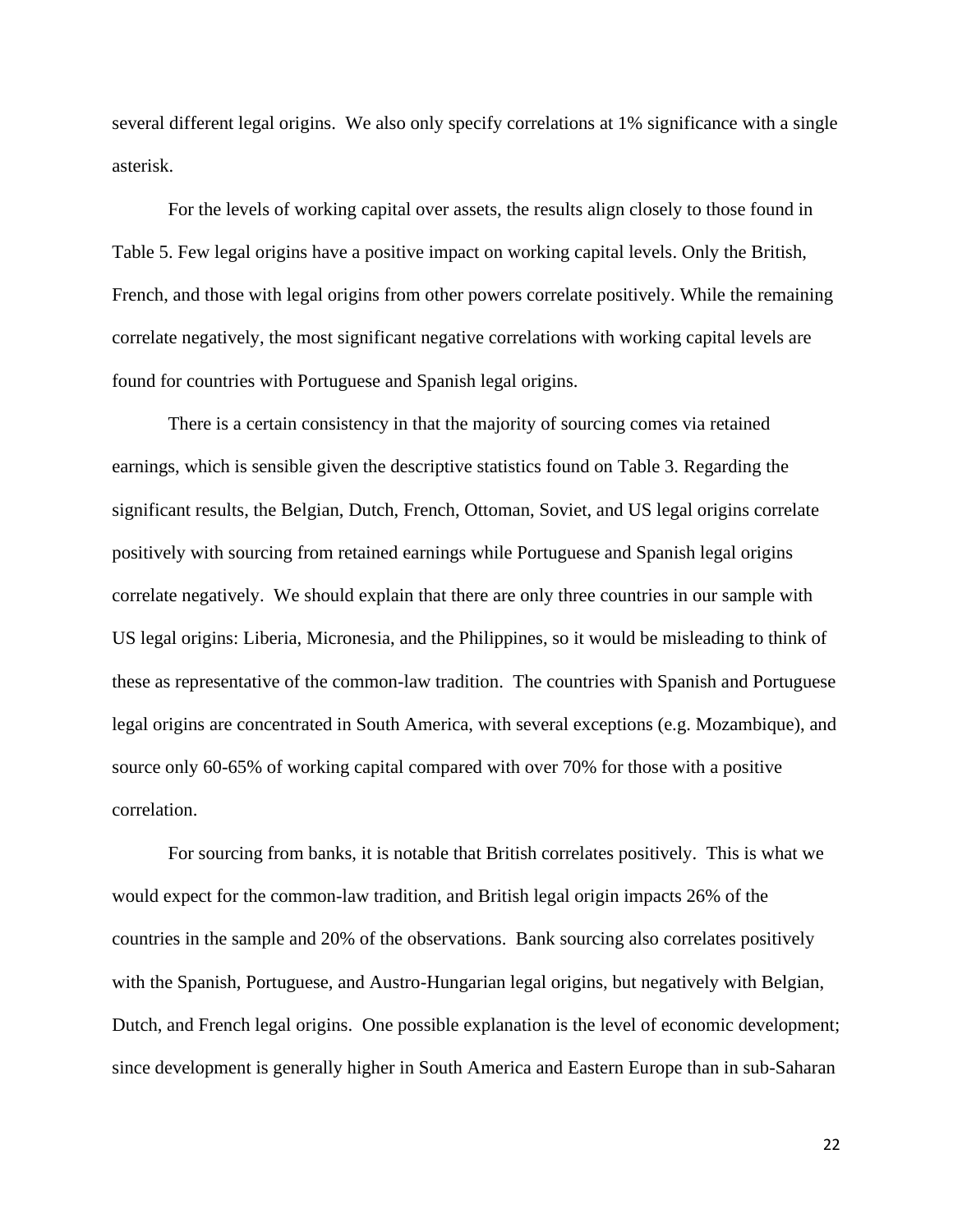several different legal origins. We also only specify correlations at 1% significance with a single asterisk.

For the levels of working capital over assets, the results align closely to those found in Table 5. Few legal origins have a positive impact on working capital levels. Only the British, French, and those with legal origins from other powers correlate positively. While the remaining correlate negatively, the most significant negative correlations with working capital levels are found for countries with Portuguese and Spanish legal origins.

There is a certain consistency in that the majority of sourcing comes via retained earnings, which is sensible given the descriptive statistics found on Table 3. Regarding the significant results, the Belgian, Dutch, French, Ottoman, Soviet, and US legal origins correlate positively with sourcing from retained earnings while Portuguese and Spanish legal origins correlate negatively. We should explain that there are only three countries in our sample with US legal origins: Liberia, Micronesia, and the Philippines, so it would be misleading to think of these as representative of the common-law tradition. The countries with Spanish and Portuguese legal origins are concentrated in South America, with several exceptions (e.g. Mozambique), and source only 60-65% of working capital compared with over 70% for those with a positive correlation.

For sourcing from banks, it is notable that British correlates positively. This is what we would expect for the common-law tradition, and British legal origin impacts 26% of the countries in the sample and 20% of the observations. Bank sourcing also correlates positively with the Spanish, Portuguese, and Austro-Hungarian legal origins, but negatively with Belgian, Dutch, and French legal origins. One possible explanation is the level of economic development; since development is generally higher in South America and Eastern Europe than in sub-Saharan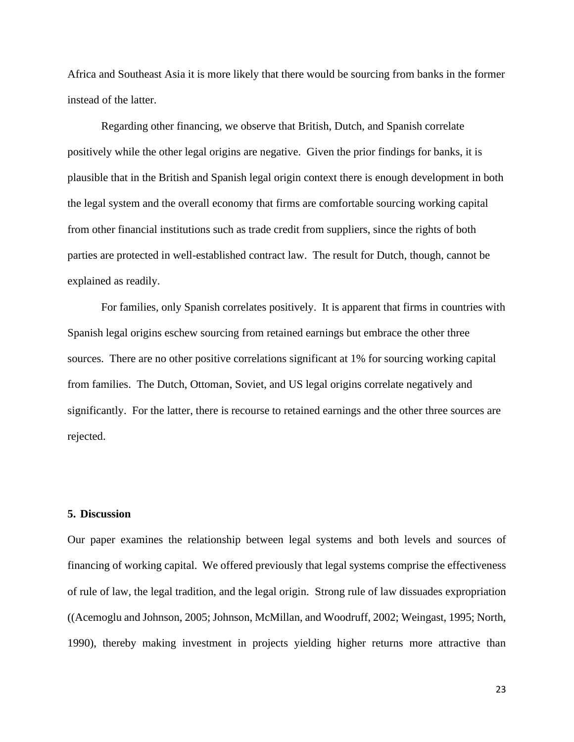Africa and Southeast Asia it is more likely that there would be sourcing from banks in the former instead of the latter.

Regarding other financing, we observe that British, Dutch, and Spanish correlate positively while the other legal origins are negative. Given the prior findings for banks, it is plausible that in the British and Spanish legal origin context there is enough development in both the legal system and the overall economy that firms are comfortable sourcing working capital from other financial institutions such as trade credit from suppliers, since the rights of both parties are protected in well-established contract law. The result for Dutch, though, cannot be explained as readily.

For families, only Spanish correlates positively. It is apparent that firms in countries with Spanish legal origins eschew sourcing from retained earnings but embrace the other three sources. There are no other positive correlations significant at 1% for sourcing working capital from families. The Dutch, Ottoman, Soviet, and US legal origins correlate negatively and significantly. For the latter, there is recourse to retained earnings and the other three sources are rejected.

## 5. Discussion

Our paper examines the relationship between legal systems and both levels and sources of financing of working capital. We offered previously that legal systems comprise the effectiveness of rule of law, the legal tradition, and the legal origin. Strong rule of law dissuades expropriation ((Acemoglu and Johnson, 2005; Johnson, McMillan, and Woodruff, 2002; Weingast, 1995; North, 1990), thereby making investment in projects yielding higher returns more attractive than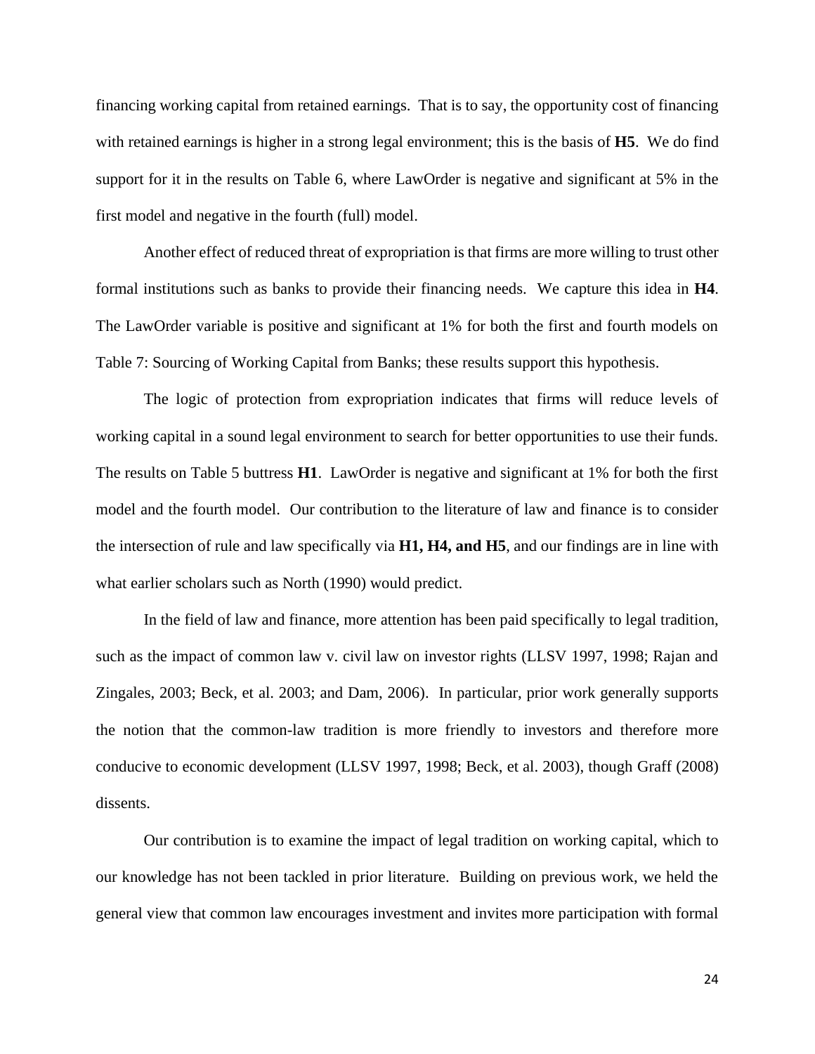financing working capital from retained earnings. That is to say, the opportunity cost of financing with retained earnings is higher in a strong legal environment; this is the basis of **H5**. We do find support for it in the results on Table 6, where LawOrder is negative and significant at 5% in the first model and negative in the fourth (full) model.

Another effect of reduced threat of expropriation is that firms are more willing to trust other formal institutions such as banks to provide their financing needs. We capture this idea in **H4**. The LawOrder variable is positive and significant at 1% for both the first and fourth models on Table 7: Sourcing of Working Capital from Banks; these results support this hypothesis.

The logic of protection from expropriation indicates that firms will reduce levels of working capital in a sound legal environment to search for better opportunities to use their funds. The results on Table 5 buttress **H1**. LawOrder is negative and significant at 1% for both the first model and the fourth model. Our contribution to the literature of law and finance is to consider the intersection of rule and law specifically via **H1, H4, and H5**, and our findings are in line with what earlier scholars such as North (1990) would predict.

In the field of law and finance, more attention has been paid specifically to legal tradition, such as the impact of common law v. civil law on investor rights (LLSV 1997, 1998; Rajan and Zingales, 2003; Beck, et al. 2003; and Dam, 2006). In particular, prior work generally supports the notion that the common-law tradition is more friendly to investors and therefore more conducive to economic development (LLSV 1997, 1998; Beck, et al. 2003), though Graff (2008) dissents.

Our contribution is to examine the impact of legal tradition on working capital, which to our knowledge has not been tackled in prior literature. Building on previous work, we held the general view that common law encourages investment and invites more participation with formal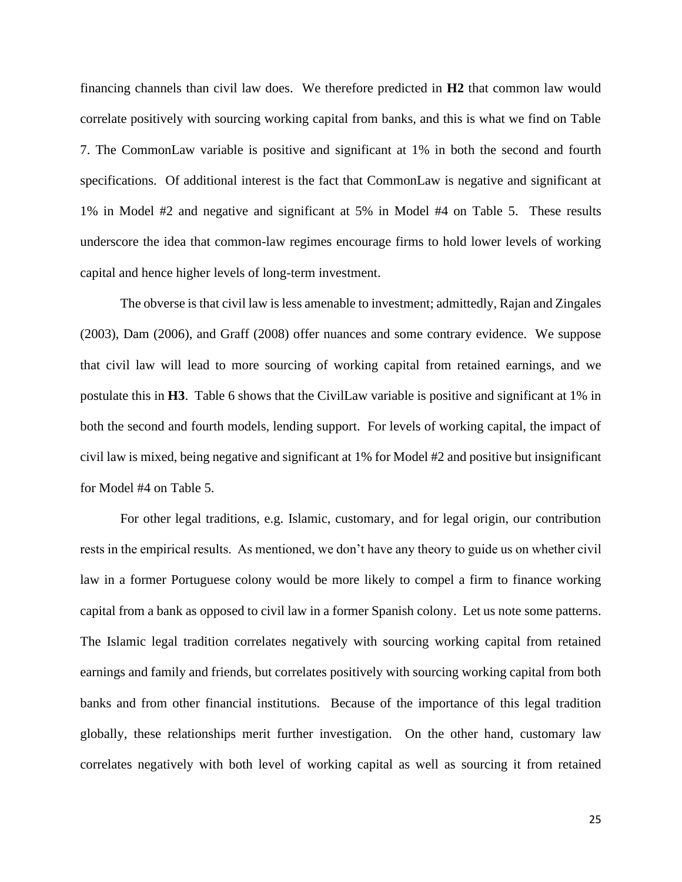financing channels than civil law does. We therefore predicted in **H2** that common law would correlate positively with sourcing working capital from banks, and this is what we find on Table 7. The CommonLaw variable is positive and significant at 1% in both the second and fourth specifications. Of additional interest is the fact that CommonLaw is negative and significant at 1% in Model #2 and negative and significant at 5% in Model #4 on Table 5. These results underscore the idea that common-law regimes encourage firms to hold lower levels of working capital and hence higher levels of long-term investment.

The obverse is that civil law is less amenable to investment; admittedly, Rajan and Zingales (2003), Dam (2006), and Graff (2008) offer nuances and some contrary evidence. We suppose that civil law will lead to more sourcing of working capital from retained earnings, and we postulate this in **H3**. Table 6 shows that the CivilLaw variable is positive and significant at 1% in both the second and fourth models, lending support. For levels of working capital, the impact of civil law is mixed, being negative and significant at 1% for Model #2 and positive but insignificant for Model #4 on Table 5.

For other legal traditions, e.g. Islamic, customary, and for legal origin, our contribution rests in the empirical results. As mentioned, we don't have any theory to guide us on whether civil law in a former Portuguese colony would be more likely to compel a firm to finance working capital from a bank as opposed to civil law in a former Spanish colony. Let us note some patterns. The Islamic legal tradition correlates negatively with sourcing working capital from retained earnings and family and friends, but correlates positively with sourcing working capital from both banks and from other financial institutions. Because of the importance of this legal tradition globally, these relationships merit further investigation. On the other hand, customary law correlates negatively with both level of working capital as well as sourcing it from retained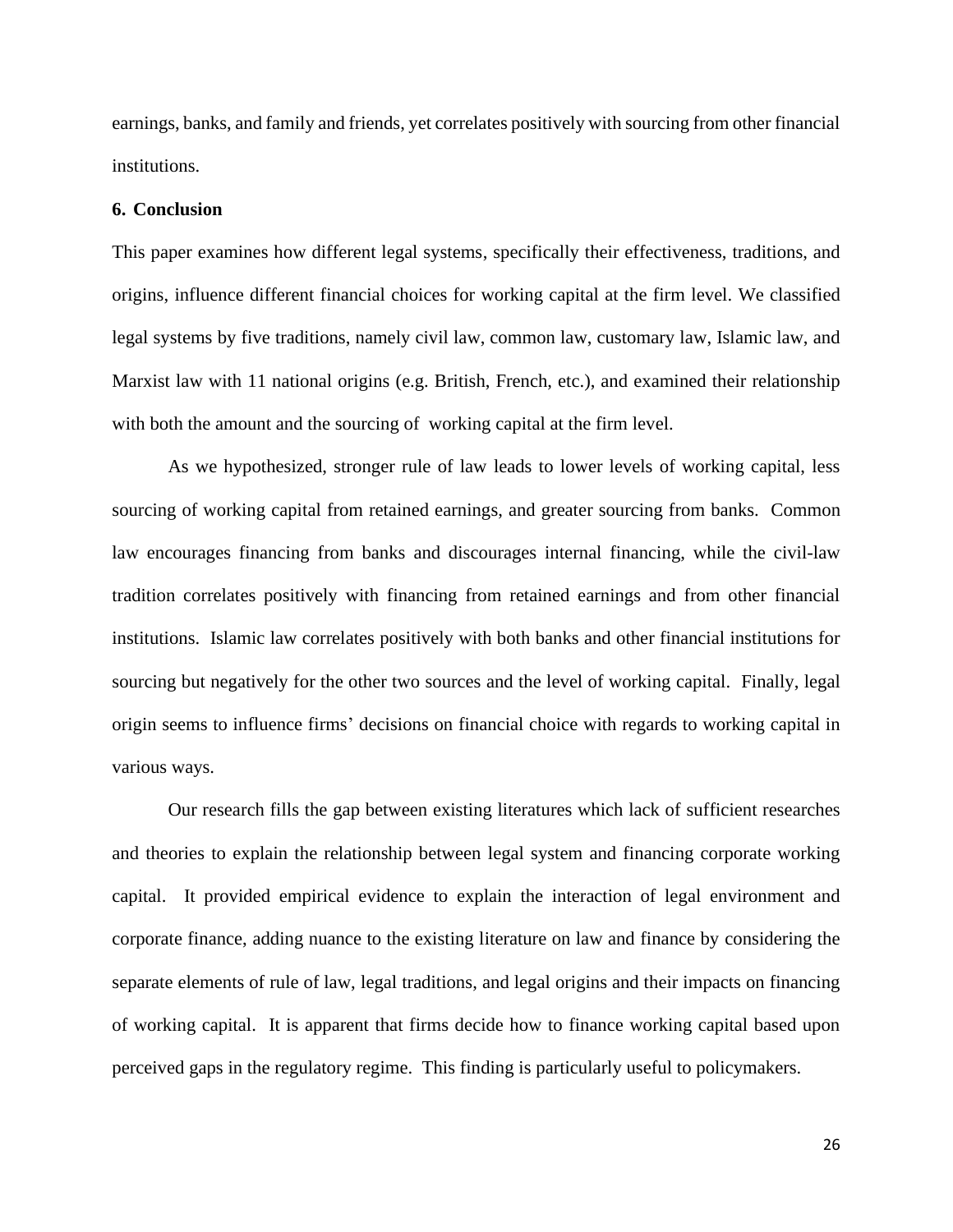earnings, banks, and family and friends, yet correlates positively with sourcing from other financial institutions.

## 6. Conclusion

This paper examines how different legal systems, specifically their effectiveness, traditions, and origins, influence different financial choices for working capital at the firm level. We classified legal systems by five traditions, namely civil law, common law, customary law, Islamic law, and Marxist law with 11 national origins (e.g. British, French, etc.), and examined their relationship with both the amount and the sourcing of working capital at the firm level.

As we hypothesized, stronger rule of law leads to lower levels of working capital, less sourcing of working capital from retained earnings, and greater sourcing from banks. Common law encourages financing from banks and discourages internal financing, while the civil-law tradition correlates positively with financing from retained earnings and from other financial institutions. Islamic law correlates positively with both banks and other financial institutions for sourcing but negatively for the other two sources and the level of working capital. Finally, legal origin seems to influence firms' decisions on financial choice with regards to working capital in various ways.

Our research fills the gap between existing literatures which lack of sufficient researches and theories to explain the relationship between legal system and financing corporate working capital. It provided empirical evidence to explain the interaction of legal environment and corporate finance, adding nuance to the existing literature on law and finance by considering the separate elements of rule of law, legal traditions, and legal origins and their impacts on financing of working capital. It is apparent that firms decide how to finance working capital based upon perceived gaps in the regulatory regime. This finding is particularly useful to policymakers.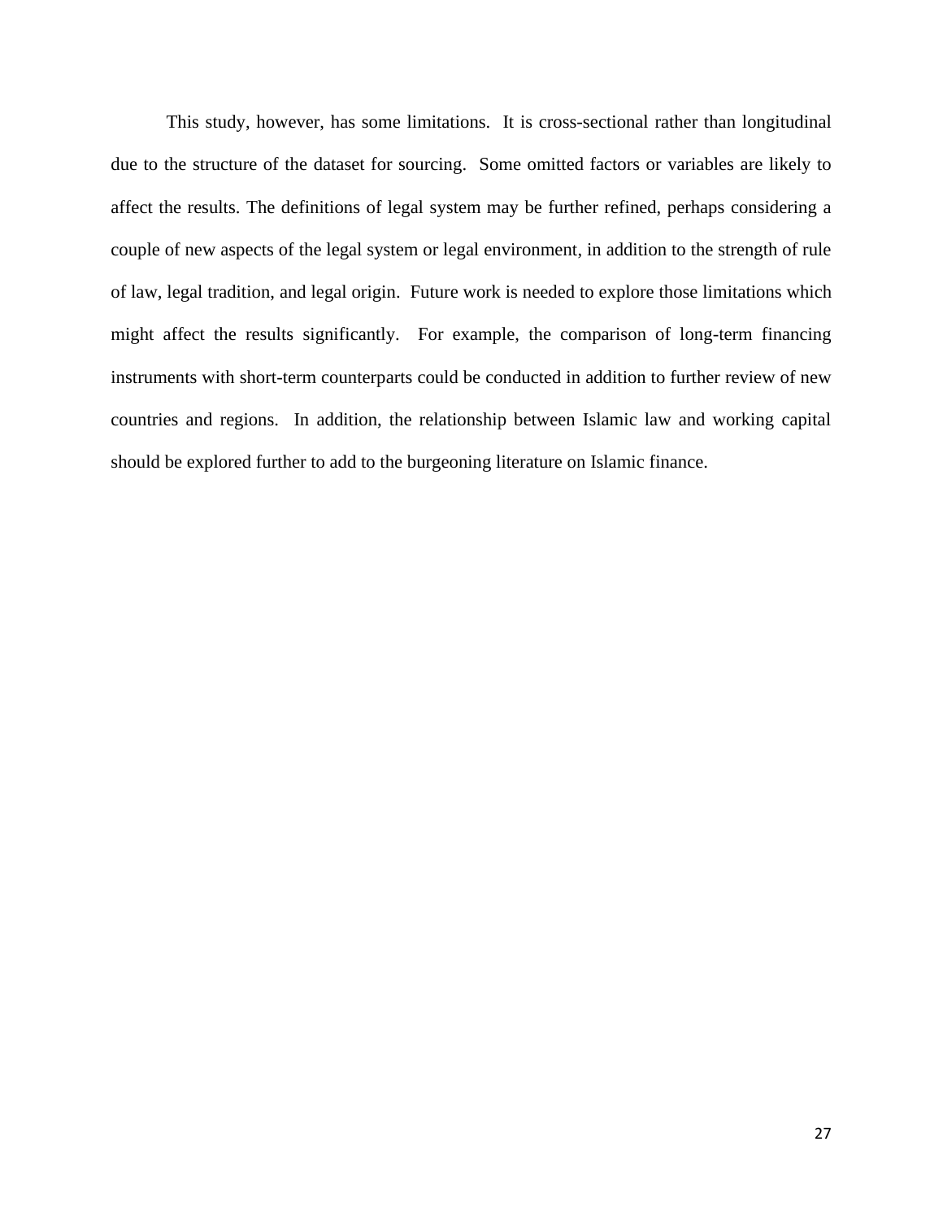This study, however, has some limitations. It is cross-sectional rather than longitudinal due to the structure of the dataset for sourcing. Some omitted factors or variables are likely to affect the results. The definitions of legal system may be further refined, perhaps considering a couple of new aspects of the legal system or legal environment, in addition to the strength of rule of law, legal tradition, and legal origin. Future work is needed to explore those limitations which might affect the results significantly. For example, the comparison of long-term financing instruments with short-term counterparts could be conducted in addition to further review of new countries and regions. In addition, the relationship between Islamic law and working capital should be explored further to add to the burgeoning literature on Islamic finance.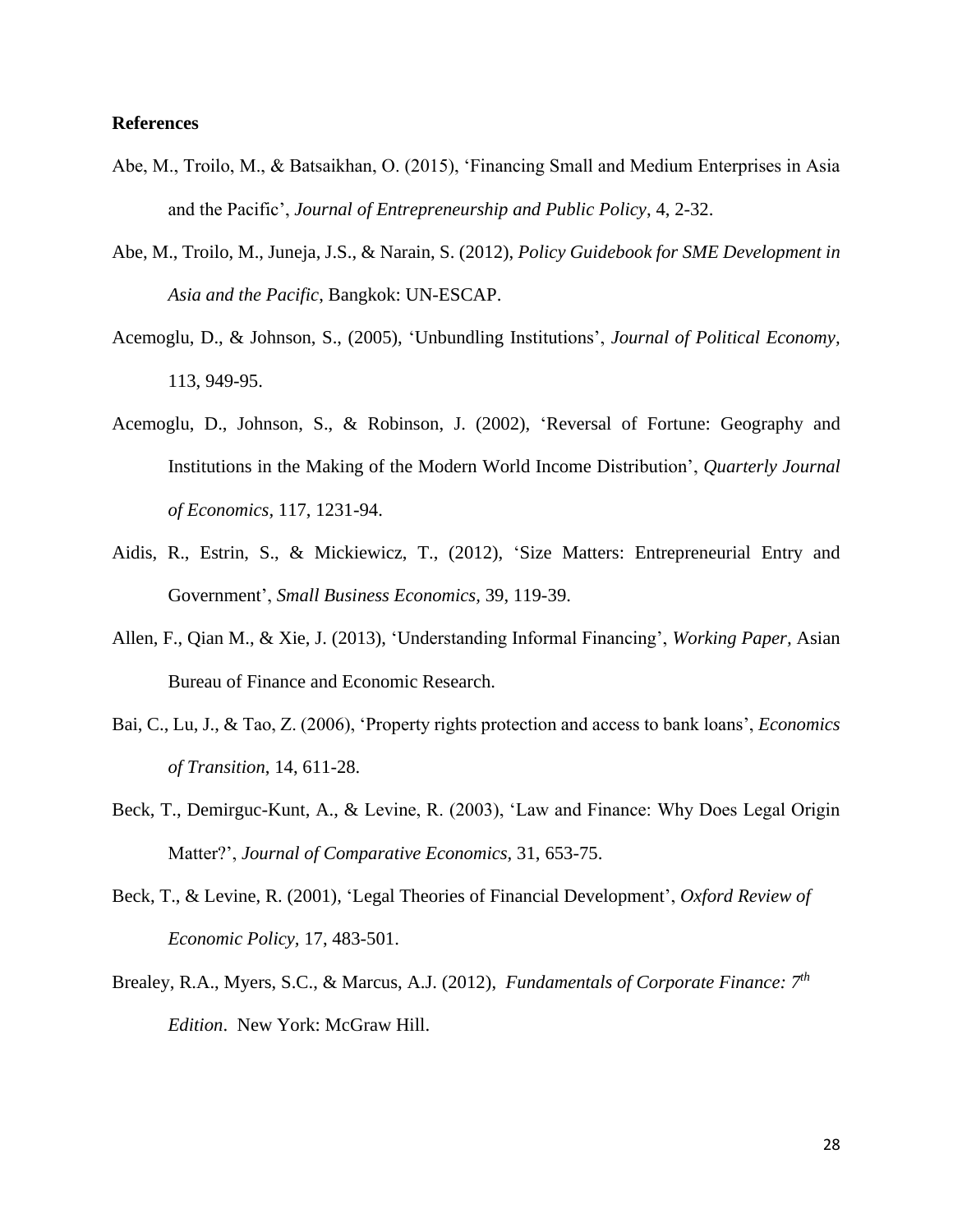**References**

Abe, M., Troilo, M., & Batsaikhan, O. (2015), 'Financing Small and Medium Enterprises in Asia and the Pacific', *Journal of Entrepreneurship and Public Policy*, 4, 2-32.

Abe, M., Troilo, M., Juneja, J.S., & Narain, S. (2012), *Policy Guidebook for SME Development in Asia and the Pacific*, Bangkok: UN-ESCAP.

Acemoglu, D., & Johnson, S., (2005), 'Unbundling Institutions', *Journal of Political Economy,* 113, 949-95.

Acemoglu, D., Johnson, S., & Robinson, J. (2002), 'Reversal of Fortune: Geography and Institutions in the Making of the Modern World Income Distribution', *Quarterly Journal of Economics*, 117, 1231-94.

Aidis, R., Estrin, S., & Mickiewicz, T., (2012), 'Size Matters: Entrepreneurial Entry and Government', *Small Business Economics,* 39, 119-39.

Allen, F., Qian M., & Xie, J. (2013), 'Understanding Informal Financing', *Working Paper,* Asian Bureau of Finance and Economic Research.

Bai, C., Lu, J., & Tao, Z. (2006), 'Property rights protection and access to bank loans', *Economics of Transition*, 14, 611-28.

Beck, T., Demirguc-Kunt, A., & Levine, R. (2003), 'Law and Finance: Why Does Legal Origin Matter?', *Journal of Comparative Economics*, 31, 653-75.

Beck, T., & Levine, R. (2001), 'Legal Theories of Financial Development', *Oxford Review of Economic Policy,* 17, 483-501.

Brealey, R.A., Myers, S.C., & Marcus, A.J. (2012), *Fundamentals of Corporate Finance: 7th Edition*. New York: McGraw Hill.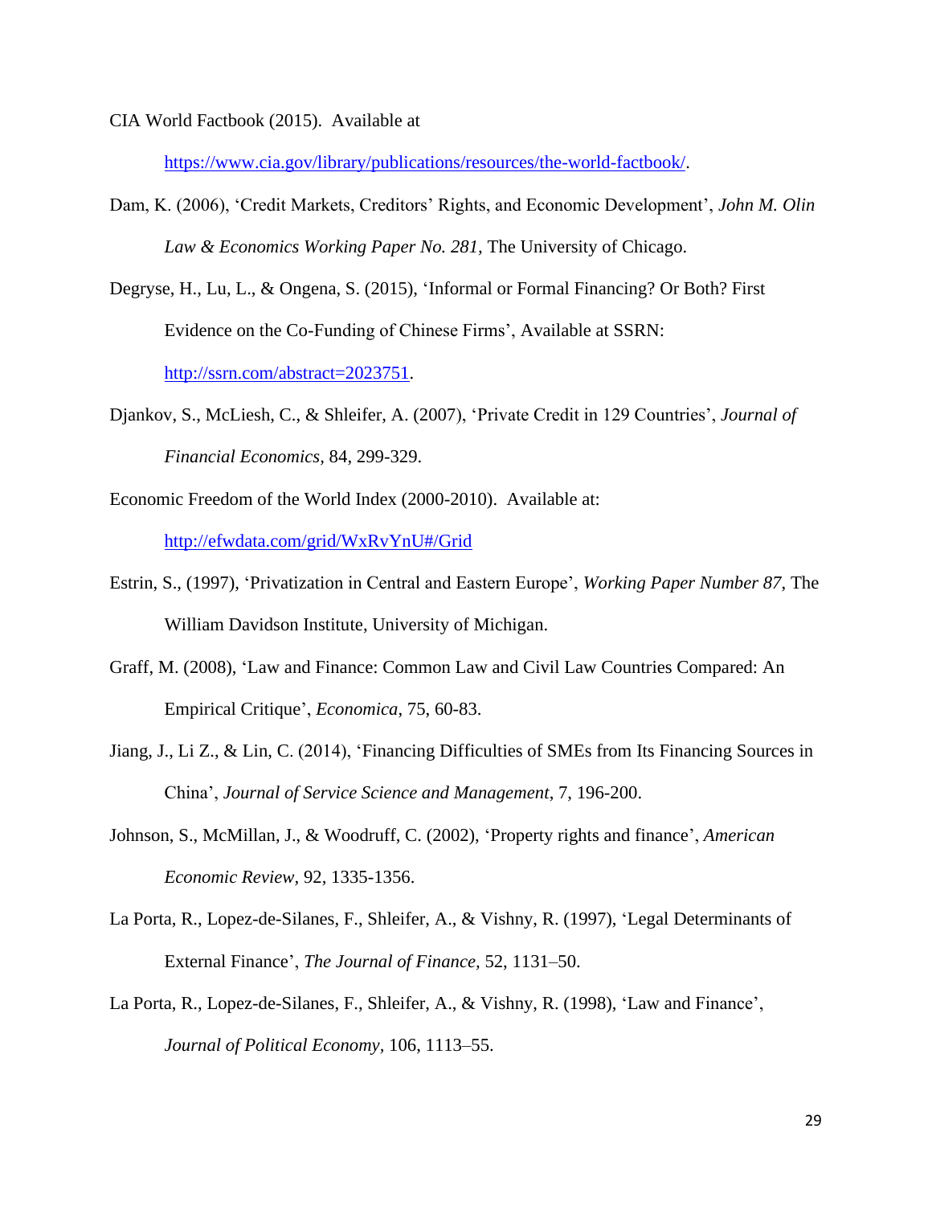CIA World Factbook (2015). Available at https://www.cia.gov/library/publications/resources/the-world-factbook/.

Dam, K. (2006), 'Credit Markets, Creditors' Rights, and Economic Development', *John M. Olin Law & Economics Working Paper No. 281,* The University of Chicago.

Degryse, H., Lu, L., & Ongena, S. (2015), 'Informal or Formal Financing? Or Both? First Evidence on the Co-Funding of Chinese Firms', Available at SSRN: http://ssrn.com/abstract=2023751.

Djankov, S., McLiesh, C., & Shleifer, A. (2007), 'Private Credit in 129 Countries', *Journal of Financial Economics,* 84, 299-329.

Economic Freedom of the World Index (2000-2010). Available at: http://efwdata.com/grid/WxRvYnU#/Grid

Estrin, S., (1997), 'Privatization in Central and Eastern Europe', *Working Paper Number 87,* The William Davidson Institute, University of Michigan.

Graff, M. (2008), 'Law and Finance: Common Law and Civil Law Countries Compared: An Empirical Critique', *Economica*, 75, 60-83.

Jiang, J., Li Z., & Lin, C. (2014), 'Financing Difficulties of SMEs from Its Financing Sources in China', *Journal of Service Science and Management*, 7, 196-200.

Johnson, S., McMillan, J., & Woodruff, C. (2002), 'Property rights and finance', *American Economic Review,* 92, 1335-1356.

La Porta, R., Lopez-de-Silanes, F., Shleifer, A., & Vishny, R. (1997), 'Legal Determinants of External Finance', *The Journal of Finance,* 52, 1131–50.

La Porta, R., Lopez-de-Silanes, F., Shleifer, A., & Vishny, R. (1998), 'Law and Finance', *Journal of Political Economy*, 106, 1113–55.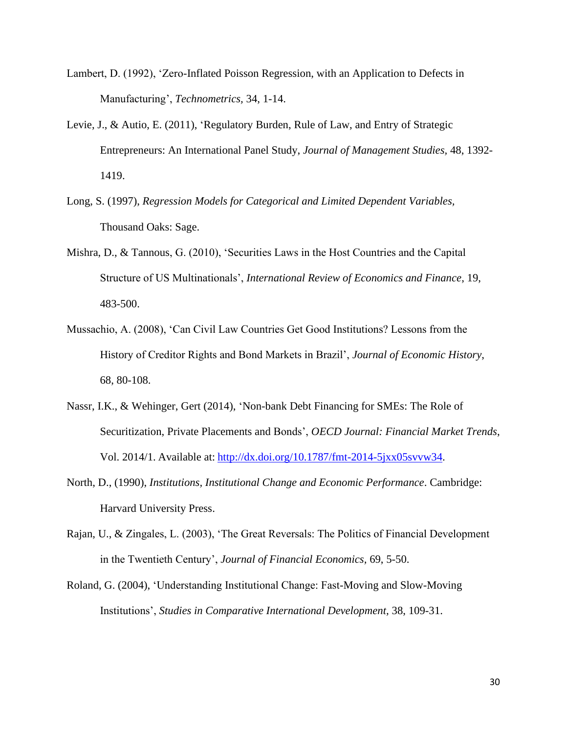Lambert, D. (1992), 'Zero-Inflated Poisson Regression, with an Application to Defects in Manufacturing', *Technometrics,* 34, 1-14.

Levie, J., & Autio, E. (2011), 'Regulatory Burden, Rule of Law, and Entry of Strategic Entrepreneurs: An International Panel Study, *Journal of Management Studies,* 48, 1392-1419.

Long, S. (1997), *Regression Models for Categorical and Limited Dependent Variables,* Thousand Oaks: Sage.

Mishra, D., & Tannous, G. (2010), 'Securities Laws in the Host Countries and the Capital Structure of US Multinationals', *International Review of Economics and Finance*, 19, 483-500.

Mussachio, A. (2008), 'Can Civil Law Countries Get Good Institutions? Lessons from the History of Creditor Rights and Bond Markets in Brazil', *Journal of Economic History*, 68, 80-108.

Nassr, I.K., & Wehinger, Gert (2014), 'Non-bank Debt Financing for SMEs: The Role of Securitization, Private Placements and Bonds', *OECD Journal: Financial Market Trends*, Vol. 2014/1. Available at: http://dx.doi.org/10.1787/fmt-2014-5jxx05svvw34.

North, D., (1990), *Institutions, Institutional Change and Economic Performance*. Cambridge: Harvard University Press.

Rajan, U., & Zingales, L. (2003), 'The Great Reversals: The Politics of Financial Development in the Twentieth Century', *Journal of Financial Economics,* 69, 5-50.

Roland, G. (2004), 'Understanding Institutional Change: Fast-Moving and Slow-Moving Institutions', *Studies in Comparative International Development,* 38, 109-31.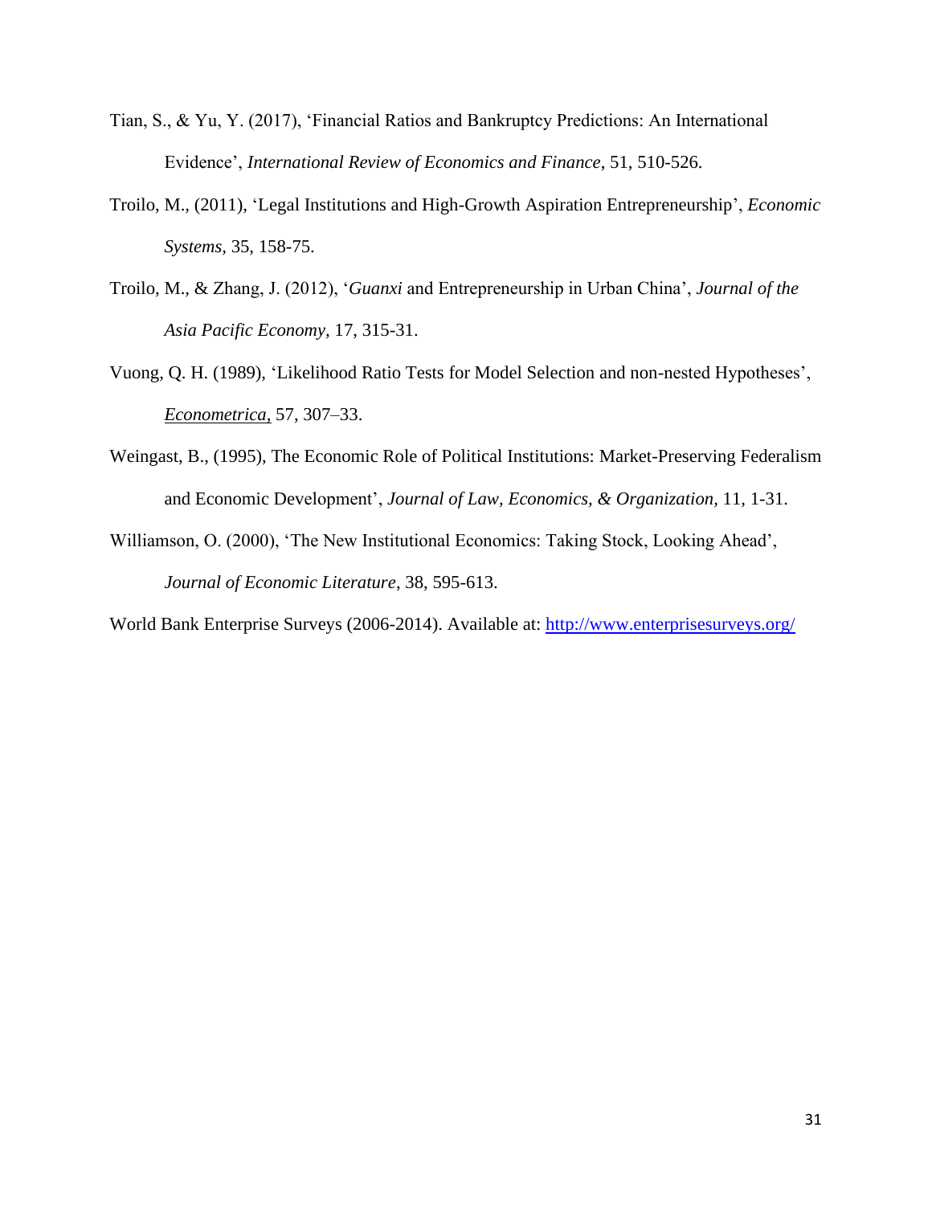Tian, S., & Yu, Y. (2017), 'Financial Ratios and Bankruptcy Predictions: An International Evidence', *International Review of Economics and Finance*, 51, 510-526.

Troilo, M., (2011), 'Legal Institutions and High-Growth Aspiration Entrepreneurship', *Economic Systems*, 35, 158-75.

Troilo, M., & Zhang, J. (2012), '*Guanxi* and Entrepreneurship in Urban China', *Journal of the Asia Pacific Economy*, 17, 315-31.

Vuong, Q. H. (1989), 'Likelihood Ratio Tests for Model Selection and non-nested Hypotheses', *Econometrica,* 57, 307–33.

Weingast, B., (1995), The Economic Role of Political Institutions: Market-Preserving Federalism and Economic Development', *Journal of Law, Economics, & Organization*, 11, 1-31.

Williamson, O. (2000), 'The New Institutional Economics: Taking Stock, Looking Ahead', *Journal of Economic Literature*, 38, 595-613.

World Bank Enterprise Surveys (2006-2014). Available at: http://www.enterprisesurveys.org/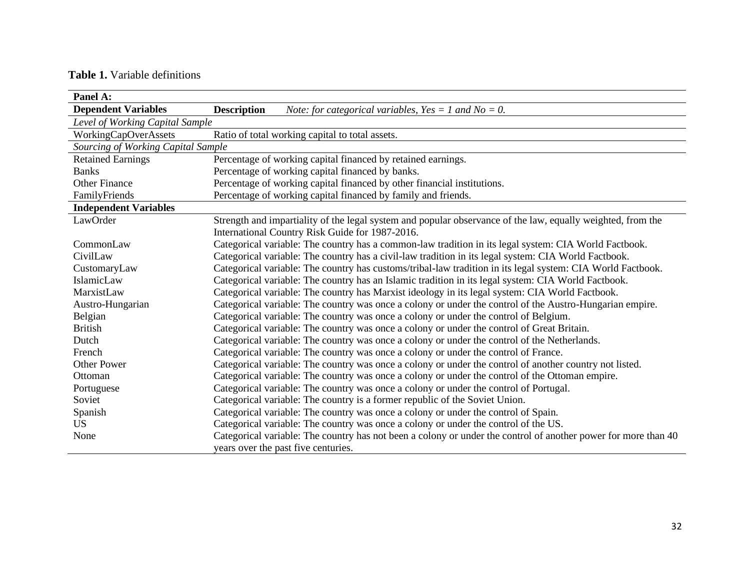**Table 1.** Variable definitions

| Panel A: | |
|---|---|
| **Dependent Variables** | **Description** *Note: for categorical variables, Yes = 1 and No = 0.* |
| *Level of Working Capital Sample* | |
| WorkingCapOverAssets | Ratio of total working capital to total assets. |
| *Sourcing of Working Capital Sample* | |
| Retained Earnings | Percentage of working capital financed by retained earnings. |
| Banks | Percentage of working capital financed by banks. |
| Other Finance | Percentage of working capital financed by other financial institutions. |
| FamilyFriends | Percentage of working capital financed by family and friends. |
| **Independent Variables** | |
| LawOrder | Strength and impartiality of the legal system and popular observance of the law, equally weighted, from the International Country Risk Guide for 1987-2016. |
| CommonLaw | Categorical variable: The country has a common-law tradition in its legal system: CIA World Factbook. |
| CivilLaw | Categorical variable: The country has a civil-law tradition in its legal system: CIA World Factbook. |
| CustomaryLaw | Categorical variable: The country has customs/tribal-law tradition in its legal system: CIA World Factbook. |
| IslamicLaw | Categorical variable: The country has an Islamic tradition in its legal system: CIA World Factbook. |
| MarxistLaw | Categorical variable: The country has Marxist ideology in its legal system: CIA World Factbook. |
| Austro-Hungarian | Categorical variable: The country was once a colony or under the control of the Austro-Hungarian empire. |
| Belgian | Categorical variable: The country was once a colony or under the control of Belgium. |
| British | Categorical variable: The country was once a colony or under the control of Great Britain. |
| Dutch | Categorical variable: The country was once a colony or under the control of the Netherlands. |
| French | Categorical variable: The country was once a colony or under the control of France. |
| Other Power | Categorical variable: The country was once a colony or under the control of another country not listed. |
| Ottoman | Categorical variable: The country was once a colony or under the control of the Ottoman empire. |
| Portuguese | Categorical variable: The country was once a colony or under the control of Portugal. |
| Soviet | Categorical variable: The country is a former republic of the Soviet Union. |
| Spanish | Categorical variable: The country was once a colony or under the control of Spain. |
| US | Categorical variable: The country was once a colony or under the control of the US. |
| None | Categorical variable: The country has not been a colony or under the control of another power for more than 40 years over the past five centuries. |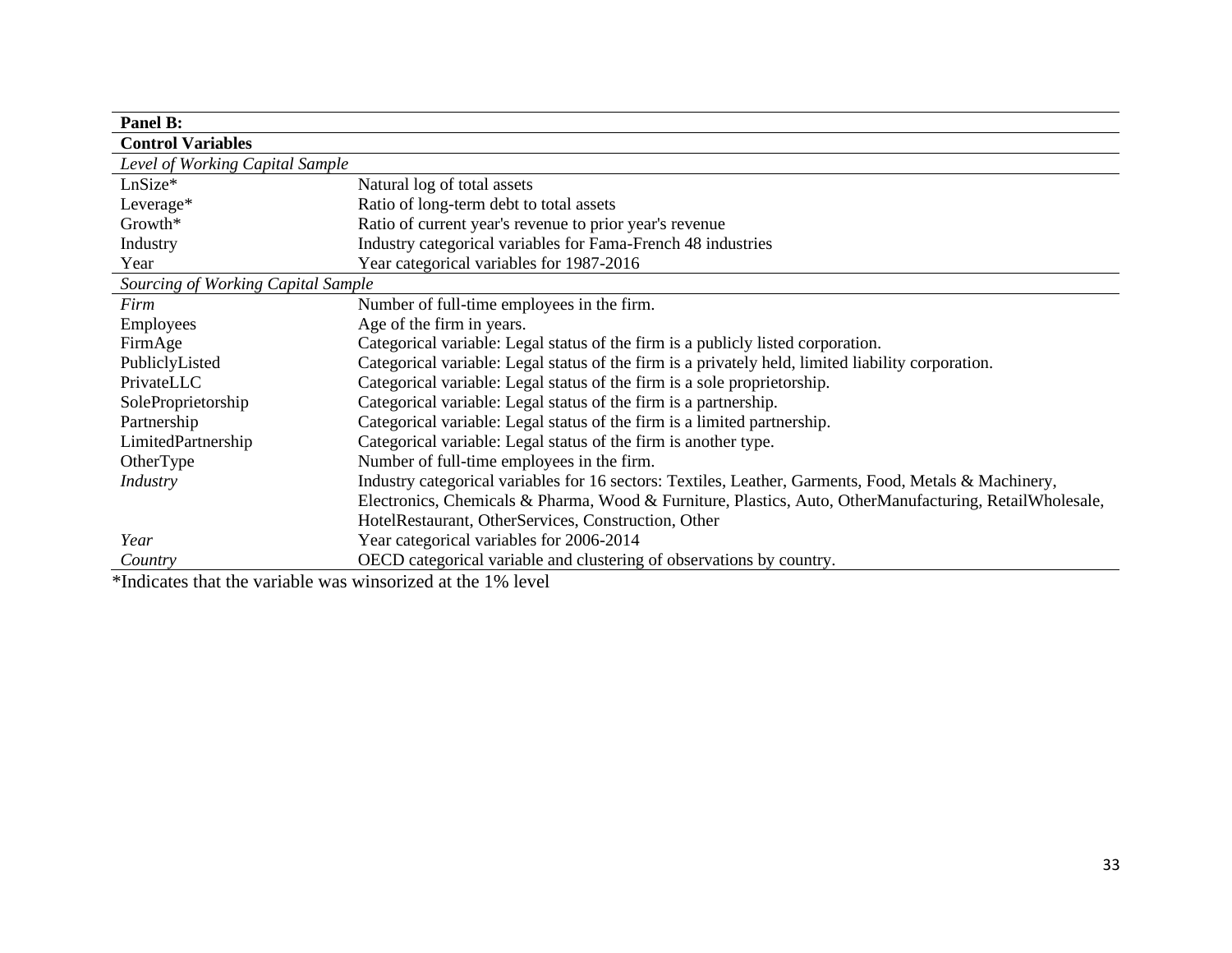| **Panel B:** | |
|---|---|
| **Control Variables** | |
| *Level of Working Capital Sample* | |
| LnSize* | Natural log of total assets |
| Leverage* | Ratio of long-term debt to total assets |
| Growth* | Ratio of current year's revenue to prior year's revenue |
| Industry | Industry categorical variables for Fama-French 48 industries |
| Year | Year categorical variables for 1987-2016 |
| *Sourcing of Working Capital Sample* | |
| *Firm* | Number of full-time employees in the firm. |
| Employees | Age of the firm in years. |
| FirmAge | Categorical variable: Legal status of the firm is a publicly listed corporation. |
| PubliclyListed | Categorical variable: Legal status of the firm is a privately held, limited liability corporation. |
| PrivateLLC | Categorical variable: Legal status of the firm is a sole proprietorship. |
| SoleProprietorship | Categorical variable: Legal status of the firm is a partnership. |
| Partnership | Categorical variable: Legal status of the firm is a limited partnership. |
| LimitedPartnership | Categorical variable: Legal status of the firm is another type. |
| OtherType | Number of full-time employees in the firm. |
| *Industry* | Industry categorical variables for 16 sectors: Textiles, Leather, Garments, Food, Metals & Machinery, Electronics, Chemicals & Pharma, Wood & Furniture, Plastics, Auto, OtherManufacturing, RetailWholesale, HotelRestaurant, OtherServices, Construction, Other |
| *Year* | Year categorical variables for 2006-2014 |
| *Country* | OECD categorical variable and clustering of observations by country. |

*Indicates that the variable was winsorized at the 1% level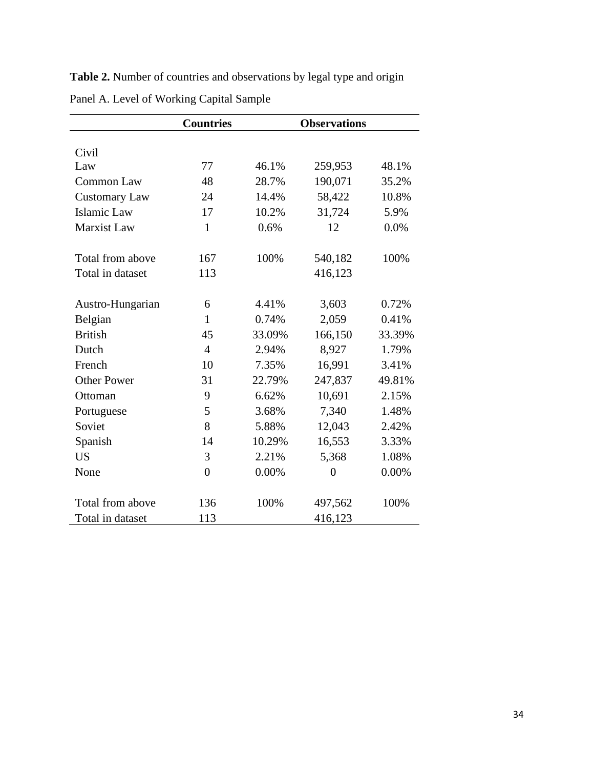**Table 2.** Number of countries and observations by legal type and origin

Panel A. Level of Working Capital Sample

| | Countries | | Observations | |
|---|---|---|---|---|
| Civil Law | 77 | 46.1% | 259,953 | 48.1% |
| Common Law | 48 | 28.7% | 190,071 | 35.2% |
| Customary Law | 24 | 14.4% | 58,422 | 10.8% |
| Islamic Law | 17 | 10.2% | 31,724 | 5.9% |
| Marxist Law | 1 | 0.6% | 12 | 0.0% |
| | | | | |
| Total from above | 167 | 100% | 540,182 | 100% |
| Total in dataset | 113 | | 416,123 | |
| | | | | |
| Austro-Hungarian | 6 | 4.41% | 3,603 | 0.72% |
| Belgian | 1 | 0.74% | 2,059 | 0.41% |
| British | 45 | 33.09% | 166,150 | 33.39% |
| Dutch | 4 | 2.94% | 8,927 | 1.79% |
| French | 10 | 7.35% | 16,991 | 3.41% |
| Other Power | 31 | 22.79% | 247,837 | 49.81% |
| Ottoman | 9 | 6.62% | 10,691 | 2.15% |
| Portuguese | 5 | 3.68% | 7,340 | 1.48% |
| Soviet | 8 | 5.88% | 12,043 | 2.42% |
| Spanish | 14 | 10.29% | 16,553 | 3.33% |
| US | 3 | 2.21% | 5,368 | 1.08% |
| None | 0 | 0.00% | 0 | 0.00% |
| | | | | |
| Total from above | 136 | 100% | 497,562 | 100% |
| Total in dataset | 113 | | 416,123 | |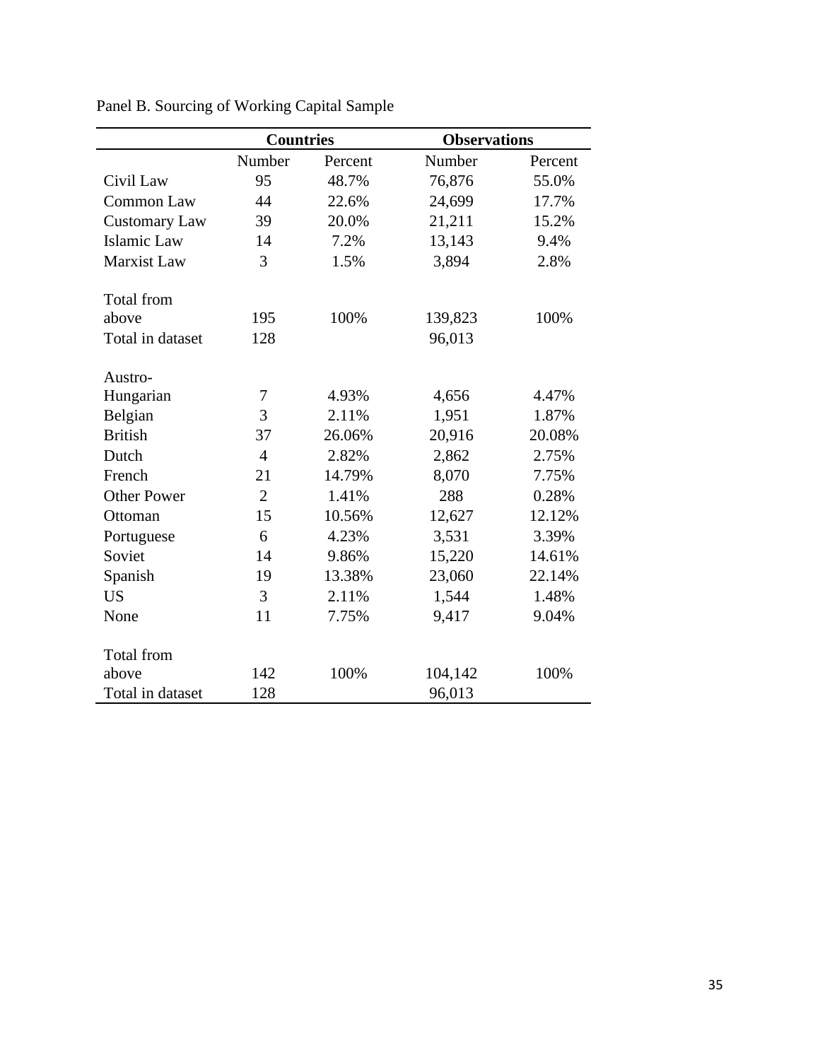Panel B. Sourcing of Working Capital Sample

| | Countries | | Observations | |
|---|---|---|---|---|
| | Number | Percent | Number | Percent |
| Civil Law | 95 | 48.7% | 76,876 | 55.0% |
| Common Law | 44 | 22.6% | 24,699 | 17.7% |
| Customary Law | 39 | 20.0% | 21,211 | 15.2% |
| Islamic Law | 14 | 7.2% | 13,143 | 9.4% |
| Marxist Law | 3 | 1.5% | 3,894 | 2.8% |
| Total from above | 195 | 100% | 139,823 | 100% |
| Total in dataset | 128 | | 96,013 | |
| Austro-Hungarian | 7 | 4.93% | 4,656 | 4.47% |
| Belgian | 3 | 2.11% | 1,951 | 1.87% |
| British | 37 | 26.06% | 20,916 | 20.08% |
| Dutch | 4 | 2.82% | 2,862 | 2.75% |
| French | 21 | 14.79% | 8,070 | 7.75% |
| Other Power | 2 | 1.41% | 288 | 0.28% |
| Ottoman | 15 | 10.56% | 12,627 | 12.12% |
| Portuguese | 6 | 4.23% | 3,531 | 3.39% |
| Soviet | 14 | 9.86% | 15,220 | 14.61% |
| Spanish | 19 | 13.38% | 23,060 | 22.14% |
| US | 3 | 2.11% | 1,544 | 1.48% |
| None | 11 | 7.75% | 9,417 | 9.04% |
| Total from above | 142 | 100% | 104,142 | 100% |
| Total in dataset | 128 | | 96,013 | |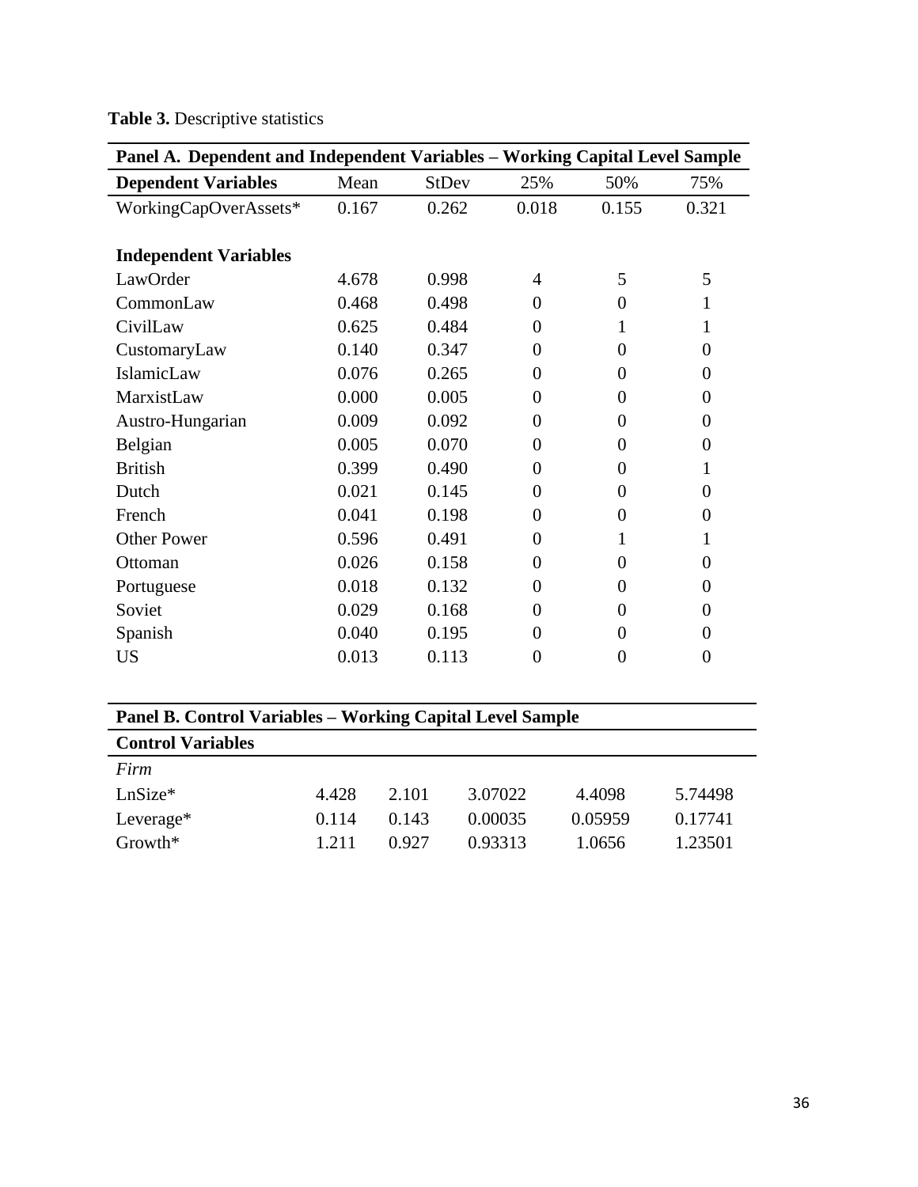**Table 3.** Descriptive statistics

| **Panel A. Dependent and Independent Variables – Working Capital Level Sample** | | | | | |
|---|---|---|---|---|---|
| **Dependent Variables** | Mean | StDev | 25% | 50% | 75% |
| WorkingCapOverAssets* | 0.167 | 0.262 | 0.018 | 0.155 | 0.321 |
| | | | | | |
| **Independent Variables** | | | | | |
| LawOrder | 4.678 | 0.998 | 4 | 5 | 5 |
| CommonLaw | 0.468 | 0.498 | 0 | 0 | 1 |
| CivilLaw | 0.625 | 0.484 | 0 | 1 | 1 |
| CustomaryLaw | 0.140 | 0.347 | 0 | 0 | 0 |
| IslamicLaw | 0.076 | 0.265 | 0 | 0 | 0 |
| MarxistLaw | 0.000 | 0.005 | 0 | 0 | 0 |
| Austro-Hungarian | 0.009 | 0.092 | 0 | 0 | 0 |
| Belgian | 0.005 | 0.070 | 0 | 0 | 0 |
| British | 0.399 | 0.490 | 0 | 0 | 1 |
| Dutch | 0.021 | 0.145 | 0 | 0 | 0 |
| French | 0.041 | 0.198 | 0 | 0 | 0 |
| Other Power | 0.596 | 0.491 | 0 | 1 | 1 |
| Ottoman | 0.026 | 0.158 | 0 | 0 | 0 |
| Portuguese | 0.018 | 0.132 | 0 | 0 | 0 |
| Soviet | 0.029 | 0.168 | 0 | 0 | 0 |
| Spanish | 0.040 | 0.195 | 0 | 0 | 0 |
| US | 0.013 | 0.113 | 0 | 0 | 0 |

| **Panel B. Control Variables – Working Capital Level Sample** | | | | | |
|---|---|---|---|---|---|
| **Control Variables** | | | | | |
| *Firm* | | | | | |
| LnSize* | 4.428 | 2.101 | 3.07022 | 4.4098 | 5.74498 |
| Leverage* | 0.114 | 0.143 | 0.00035 | 0.05959 | 0.17741 |
| Growth* | 1.211 | 0.927 | 0.93313 | 1.0656 | 1.23501 |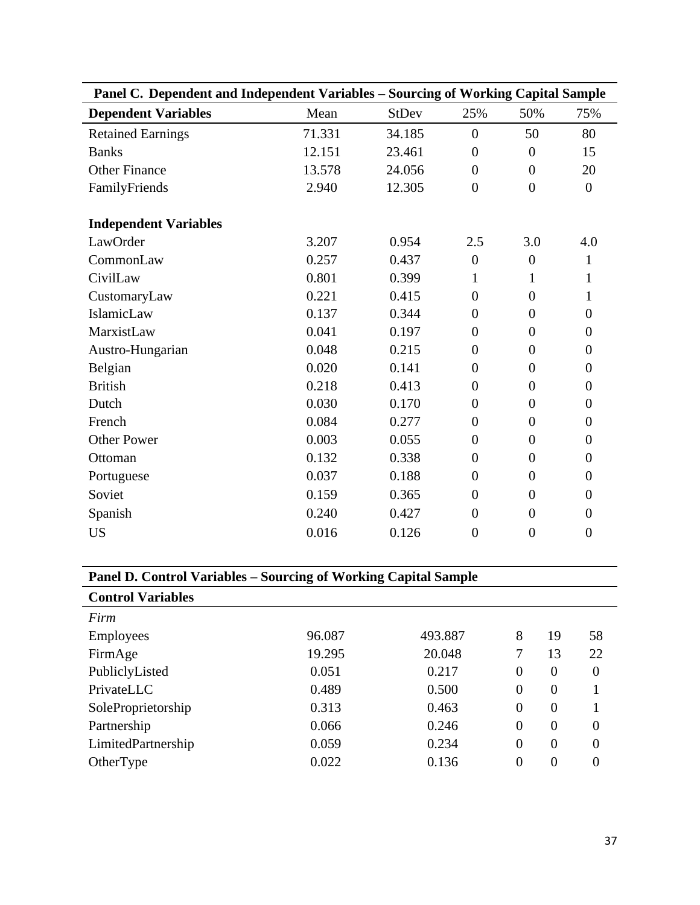**Panel C. Dependent and Independent Variables – Sourcing of Working Capital Sample**

| **Dependent Variables** | Mean | StDev | 25% | 50% | 75% |
|---|---|---|---|---|---|
| Retained Earnings | 71.331 | 34.185 | 0 | 50 | 80 |
| Banks | 12.151 | 23.461 | 0 | 0 | 15 |
| Other Finance | 13.578 | 24.056 | 0 | 0 | 20 |
| FamilyFriends | 2.940 | 12.305 | 0 | 0 | 0 |
| | | | | | |
| **Independent Variables** | | | | | |
| LawOrder | 3.207 | 0.954 | 2.5 | 3.0 | 4.0 |
| CommonLaw | 0.257 | 0.437 | 0 | 0 | 1 |
| CivilLaw | 0.801 | 0.399 | 1 | 1 | 1 |
| CustomaryLaw | 0.221 | 0.415 | 0 | 0 | 1 |
| IslamicLaw | 0.137 | 0.344 | 0 | 0 | 0 |
| MarxistLaw | 0.041 | 0.197 | 0 | 0 | 0 |
| Austro-Hungarian | 0.048 | 0.215 | 0 | 0 | 0 |
| Belgian | 0.020 | 0.141 | 0 | 0 | 0 |
| British | 0.218 | 0.413 | 0 | 0 | 0 |
| Dutch | 0.030 | 0.170 | 0 | 0 | 0 |
| French | 0.084 | 0.277 | 0 | 0 | 0 |
| Other Power | 0.003 | 0.055 | 0 | 0 | 0 |
| Ottoman | 0.132 | 0.338 | 0 | 0 | 0 |
| Portuguese | 0.037 | 0.188 | 0 | 0 | 0 |
| Soviet | 0.159 | 0.365 | 0 | 0 | 0 |
| Spanish | 0.240 | 0.427 | 0 | 0 | 0 |
| US | 0.016 | 0.126 | 0 | 0 | 0 |

**Panel D. Control Variables – Sourcing of Working Capital Sample**

| **Control Variables** | | | | | |
|---|---|---|---|---|---|
| *Firm* | | | | | |
| Employees | 96.087 | 493.887 | 8 | 19 | 58 |
| FirmAge | 19.295 | 20.048 | 7 | 13 | 22 |
| PubliclyListed | 0.051 | 0.217 | 0 | 0 | 0 |
| PrivateLLC | 0.489 | 0.500 | 0 | 0 | 1 |
| SoleProprietorship | 0.313 | 0.463 | 0 | 0 | 1 |
| Partnership | 0.066 | 0.246 | 0 | 0 | 0 |
| LimitedPartnership | 0.059 | 0.234 | 0 | 0 | 0 |
| OtherType | 0.022 | 0.136 | 0 | 0 | 0 |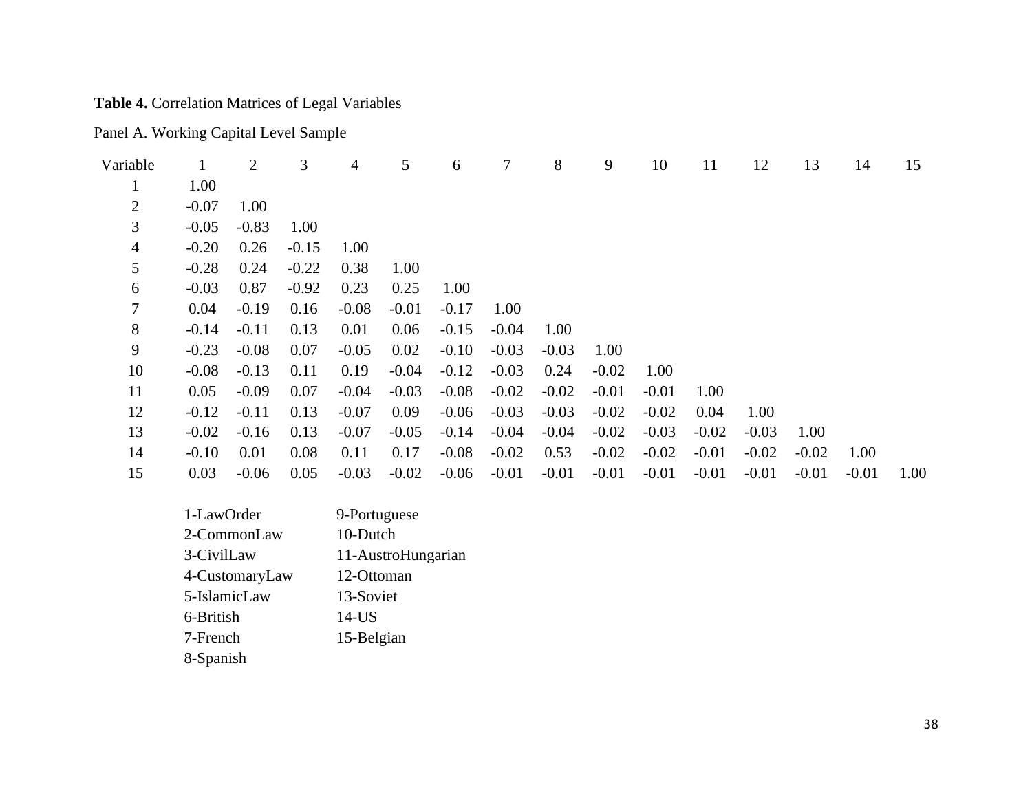**Table 4.** Correlation Matrices of Legal Variables

Panel A. Working Capital Level Sample

| Variable | 1 | 2 | 3 | 4 | 5 | 6 | 7 | 8 | 9 | 10 | 11 | 12 | 13 | 14 | 15 |
|---|---|---|---|---|---|---|---|---|---|---|---|---|---|---|---|
| 1 | 1.00 | | | | | | | | | | | | | | |
| 2 | -0.07 | 1.00 | | | | | | | | | | | | | |
| 3 | -0.05 | -0.83 | 1.00 | | | | | | | | | | | | |
| 4 | -0.20 | 0.26 | -0.15 | 1.00 | | | | | | | | | | | |
| 5 | -0.28 | 0.24 | -0.22 | 0.38 | 1.00 | | | | | | | | | | |
| 6 | -0.03 | 0.87 | -0.92 | 0.23 | 0.25 | 1.00 | | | | | | | | | |
| 7 | 0.04 | -0.19 | 0.16 | -0.08 | -0.01 | -0.17 | 1.00 | | | | | | | | |
| 8 | -0.14 | -0.11 | 0.13 | 0.01 | 0.06 | -0.15 | -0.04 | 1.00 | | | | | | | |
| 9 | -0.23 | -0.08 | 0.07 | -0.05 | 0.02 | -0.10 | -0.03 | -0.03 | 1.00 | | | | | | |
| 10 | -0.08 | -0.13 | 0.11 | 0.19 | -0.04 | -0.12 | -0.03 | 0.24 | -0.02 | 1.00 | | | | | |
| 11 | 0.05 | -0.09 | 0.07 | -0.04 | -0.03 | -0.08 | -0.02 | -0.02 | -0.01 | -0.01 | 1.00 | | | | |
| 12 | -0.12 | -0.11 | 0.13 | -0.07 | 0.09 | -0.06 | -0.03 | -0.03 | -0.02 | -0.02 | 0.04 | 1.00 | | | |
| 13 | -0.02 | -0.16 | 0.13 | -0.07 | -0.05 | -0.14 | -0.04 | -0.04 | -0.02 | -0.03 | -0.02 | -0.03 | 1.00 | | |
| 14 | -0.10 | 0.01 | 0.08 | 0.11 | 0.17 | -0.08 | -0.02 | 0.53 | -0.02 | -0.02 | -0.01 | -0.02 | -0.02 | 1.00 | |
| 15 | 0.03 | -0.06 | 0.05 | -0.03 | -0.02 | -0.06 | -0.01 | -0.01 | -0.01 | -0.01 | -0.01 | -0.01 | -0.01 | -0.01 | 1.00 |

1-LawOrder
2-CommonLaw
3-CivilLaw
4-CustomaryLaw
5-IslamicLaw
6-British
7-French
8-Spanish
9-Portuguese
10-Dutch
11-AustroHungarian
12-Ottoman
13-Soviet
14-US
15-Belgian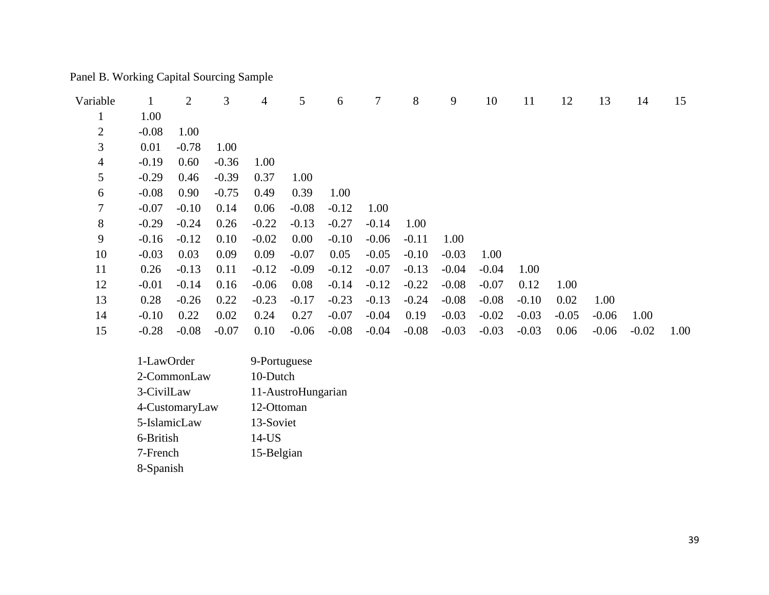Panel B. Working Capital Sourcing Sample

| Variable | 1 | 2 | 3 | 4 | 5 | 6 | 7 | 8 | 9 | 10 | 11 | 12 | 13 | 14 | 15 |
|---|---|---|---|---|---|---|---|---|---|---|---|---|---|---|---|
| 1 | 1.00 | | | | | | | | | | | | | | |
| 2 | -0.08 | 1.00 | | | | | | | | | | | | | |
| 3 | 0.01 | -0.78 | 1.00 | | | | | | | | | | | | |
| 4 | -0.19 | 0.60 | -0.36 | 1.00 | | | | | | | | | | | |
| 5 | -0.29 | 0.46 | -0.39 | 0.37 | 1.00 | | | | | | | | | | |
| 6 | -0.08 | 0.90 | -0.75 | 0.49 | 0.39 | 1.00 | | | | | | | | | |
| 7 | -0.07 | -0.10 | 0.14 | 0.06 | -0.08 | -0.12 | 1.00 | | | | | | | | |
| 8 | -0.29 | -0.24 | 0.26 | -0.22 | -0.13 | -0.27 | -0.14 | 1.00 | | | | | | | |
| 9 | -0.16 | -0.12 | 0.10 | -0.02 | 0.00 | -0.10 | -0.06 | -0.11 | 1.00 | | | | | | |
| 10 | -0.03 | 0.03 | 0.09 | 0.09 | -0.07 | 0.05 | -0.05 | -0.10 | -0.03 | 1.00 | | | | | |
| 11 | 0.26 | -0.13 | 0.11 | -0.12 | -0.09 | -0.12 | -0.07 | -0.13 | -0.04 | -0.04 | 1.00 | | | | |
| 12 | -0.01 | -0.14 | 0.16 | -0.06 | 0.08 | -0.14 | -0.12 | -0.22 | -0.08 | -0.07 | 0.12 | 1.00 | | | |
| 13 | 0.28 | -0.26 | 0.22 | -0.23 | -0.17 | -0.23 | -0.13 | -0.24 | -0.08 | -0.08 | -0.10 | 0.02 | 1.00 | | |
| 14 | -0.10 | 0.22 | 0.02 | 0.24 | 0.27 | -0.07 | -0.04 | 0.19 | -0.03 | -0.02 | -0.03 | -0.05 | -0.06 | 1.00 | |
| 15 | -0.28 | -0.08 | -0.07 | 0.10 | -0.06 | -0.08 | -0.04 | -0.08 | -0.03 | -0.03 | -0.03 | 0.06 | -0.06 | -0.02 | 1.00 |

1-LawOrder
2-CommonLaw
3-CivilLaw
4-CustomaryLaw
5-IslamicLaw
6-British
7-French
8-Spanish
9-Portuguese
10-Dutch
11-AustroHungarian
12-Ottoman
13-Soviet
14-US
15-Belgian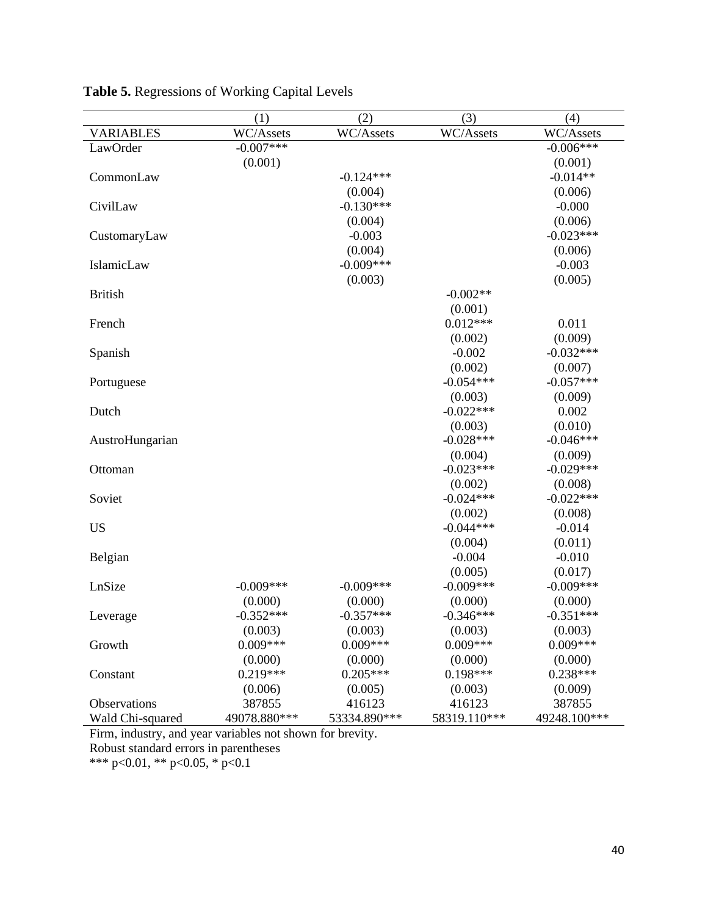**Table 5.** Regressions of Working Capital Levels

| | (1) | (2) | (3) | (4) |
|---|---|---|---|---|
| VARIABLES | WC/Assets | WC/Assets | WC/Assets | WC/Assets |
| LawOrder | -0.007*** | | | -0.006*** |
| | (0.001) | | | (0.001) |
| CommonLaw | | -0.124*** | | -0.014** |
| | | (0.004) | | (0.006) |
| CivilLaw | | -0.130*** | | -0.000 |
| | | (0.004) | | (0.006) |
| CustomaryLaw | | -0.003 | | -0.023*** |
| | | (0.004) | | (0.006) |
| IslamicLaw | | -0.009*** | | -0.003 |
| | | (0.003) | | (0.005) |
| British | | | -0.002** | |
| | | | (0.001) | |
| French | | | 0.012*** | 0.011 |
| | | | (0.002) | (0.009) |
| Spanish | | | -0.002 | -0.032*** |
| | | | (0.002) | (0.007) |
| Portuguese | | | -0.054*** | -0.057*** |
| | | | (0.003) | (0.009) |
| Dutch | | | -0.022*** | 0.002 |
| | | | (0.003) | (0.010) |
| AustroHungarian | | | -0.028*** | -0.046*** |
| | | | (0.004) | (0.009) |
| Ottoman | | | -0.023*** | -0.029*** |
| | | | (0.002) | (0.008) |
| Soviet | | | -0.024*** | -0.022*** |
| | | | (0.002) | (0.008) |
| US | | | -0.044*** | -0.014 |
| | | | (0.004) | (0.011) |
| Belgian | | | -0.004 | -0.010 |
| | | | (0.005) | (0.017) |
| LnSize | -0.009*** | -0.009*** | -0.009*** | -0.009*** |
| | (0.000) | (0.000) | (0.000) | (0.000) |
| Leverage | -0.352*** | -0.357*** | -0.346*** | -0.351*** |
| | (0.003) | (0.003) | (0.003) | (0.003) |
| Growth | 0.009*** | 0.009*** | 0.009*** | 0.009*** |
| | (0.000) | (0.000) | (0.000) | (0.000) |
| Constant | 0.219*** | 0.205*** | 0.198*** | 0.238*** |
| | (0.006) | (0.005) | (0.003) | (0.009) |
| Observations | 387855 | 416123 | 416123 | 387855 |
| Wald Chi-squared | 49078.880*** | 53334.890*** | 58319.110*** | 49248.100*** |

Firm, industry, and year variables not shown for brevity.
Robust standard errors in parentheses
*** p<0.01, ** p<0.05, * p<0.1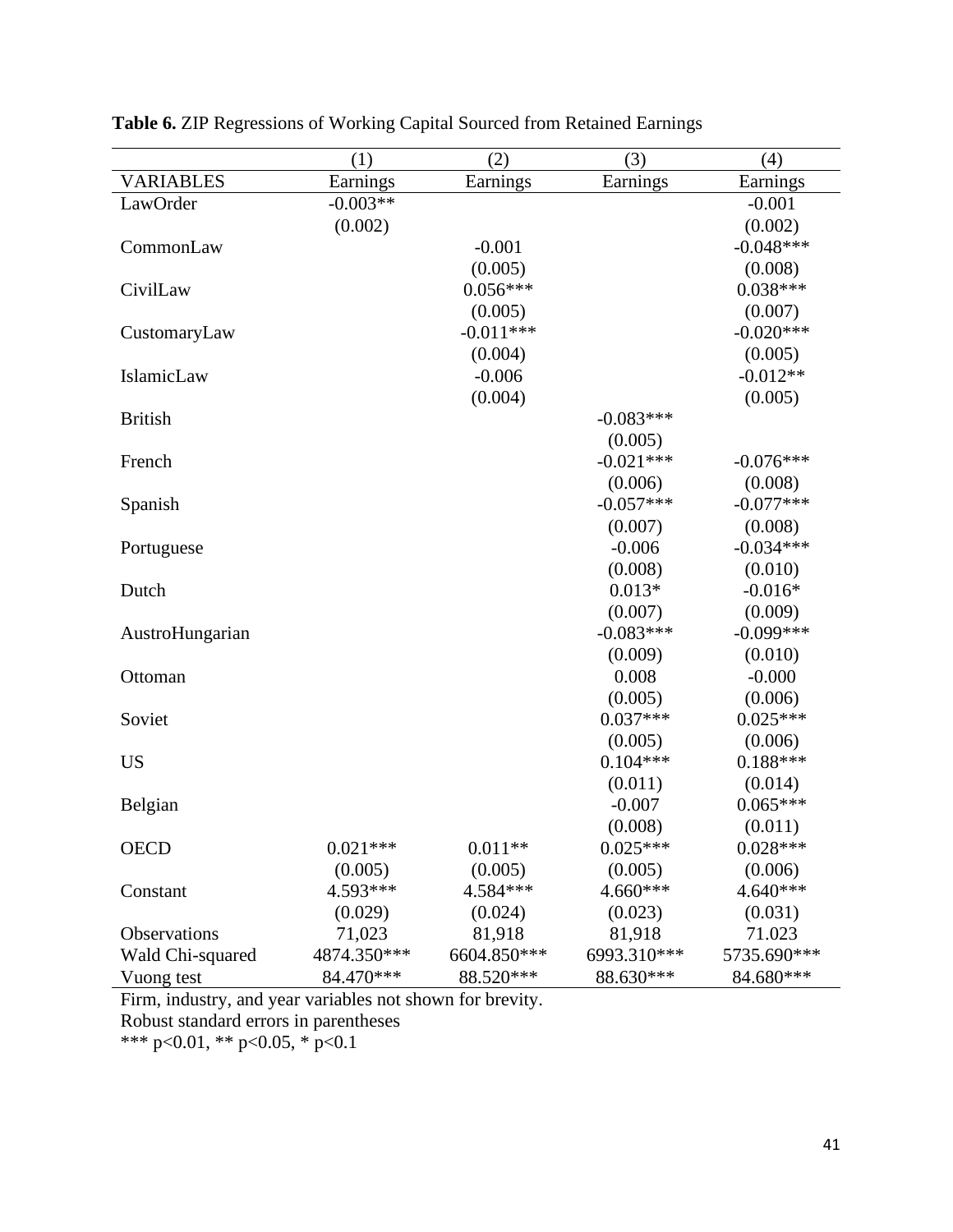**Table 6.** ZIP Regressions of Working Capital Sourced from Retained Earnings

| | (1) | (2) | (3) | (4) |
|---|---|---|---|---|
| VARIABLES | Earnings | Earnings | Earnings | Earnings |
| LawOrder | -0.003** | | | -0.001 |
| | (0.002) | | | (0.002) |
| CommonLaw | | -0.001 | | -0.048*** |
| | | (0.005) | | (0.008) |
| CivilLaw | | 0.056*** | | 0.038*** |
| | | (0.005) | | (0.007) |
| CustomaryLaw | | -0.011*** | | -0.020*** |
| | | (0.004) | | (0.005) |
| IslamicLaw | | -0.006 | | -0.012** |
| | | (0.004) | | (0.005) |
| British | | | -0.083*** | |
| | | | (0.005) | |
| French | | | -0.021*** | -0.076*** |
| | | | (0.006) | (0.008) |
| Spanish | | | -0.057*** | -0.077*** |
| | | | (0.007) | (0.008) |
| Portuguese | | | -0.006 | -0.034*** |
| | | | (0.008) | (0.010) |
| Dutch | | | 0.013* | -0.016* |
| | | | (0.007) | (0.009) |
| AustroHungarian | | | -0.083*** | -0.099*** |
| | | | (0.009) | (0.010) |
| Ottoman | | | 0.008 | -0.000 |
| | | | (0.005) | (0.006) |
| Soviet | | | 0.037*** | 0.025*** |
| | | | (0.005) | (0.006) |
| US | | | 0.104*** | 0.188*** |
| | | | (0.011) | (0.014) |
| Belgian | | | -0.007 | 0.065*** |
| | | | (0.008) | (0.011) |
| OECD | 0.021*** | 0.011** | 0.025*** | 0.028*** |
| | (0.005) | (0.005) | (0.005) | (0.006) |
| Constant | 4.593*** | 4.584*** | 4.660*** | 4.640*** |
| | (0.029) | (0.024) | (0.023) | (0.031) |
| Observations | 71,023 | 81,918 | 81,918 | 71.023 |
| Wald Chi-squared | 4874.350*** | 6604.850*** | 6993.310*** | 5735.690*** |
| Vuong test | 84.470*** | 88.520*** | 88.630*** | 84.680*** |

Firm, industry, and year variables not shown for brevity.
Robust standard errors in parentheses
*** p<0.01, ** p<0.05, * p<0.1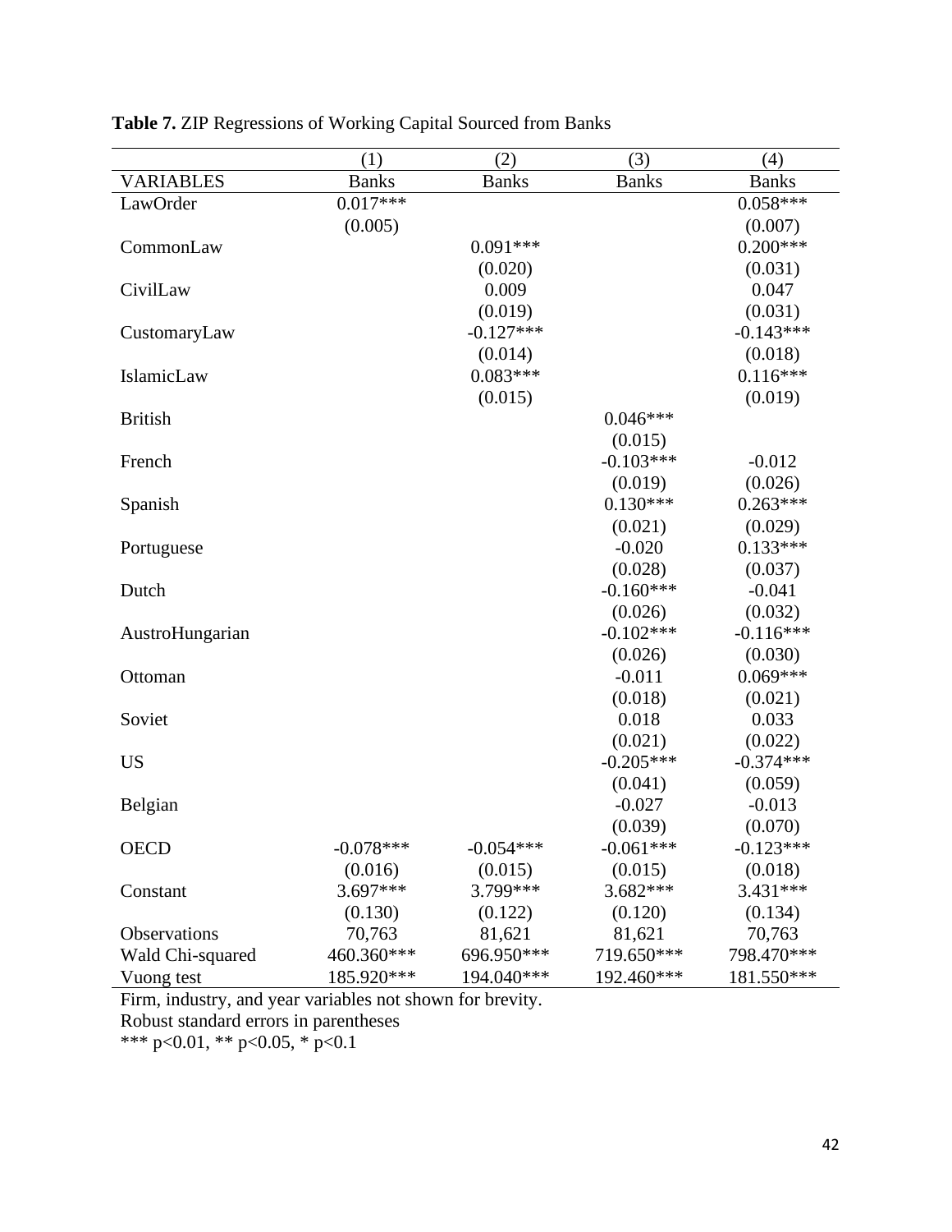**Table 7.** ZIP Regressions of Working Capital Sourced from Banks

| | (1) | (2) | (3) | (4) |
|---|---|---|---|---|
| VARIABLES | Banks | Banks | Banks | Banks |
| LawOrder | 0.017*** | | | 0.058*** |
| | (0.005) | | | (0.007) |
| CommonLaw | | 0.091*** | | 0.200*** |
| | | (0.020) | | (0.031) |
| CivilLaw | | 0.009 | | 0.047 |
| | | (0.019) | | (0.031) |
| CustomaryLaw | | -0.127*** | | -0.143*** |
| | | (0.014) | | (0.018) |
| IslamicLaw | | 0.083*** | | 0.116*** |
| | | (0.015) | | (0.019) |
| British | | | 0.046*** | |
| | | | (0.015) | |
| French | | | -0.103*** | -0.012 |
| | | | (0.019) | (0.026) |
| Spanish | | | 0.130*** | 0.263*** |
| | | | (0.021) | (0.029) |
| Portuguese | | | -0.020 | 0.133*** |
| | | | (0.028) | (0.037) |
| Dutch | | | -0.160*** | -0.041 |
| | | | (0.026) | (0.032) |
| AustroHungarian | | | -0.102*** | -0.116*** |
| | | | (0.026) | (0.030) |
| Ottoman | | | -0.011 | 0.069*** |
| | | | (0.018) | (0.021) |
| Soviet | | | 0.018 | 0.033 |
| | | | (0.021) | (0.022) |
| US | | | -0.205*** | -0.374*** |
| | | | (0.041) | (0.059) |
| Belgian | | | -0.027 | -0.013 |
| | | | (0.039) | (0.070) |
| OECD | -0.078*** | -0.054*** | -0.061*** | -0.123*** |
| | (0.016) | (0.015) | (0.015) | (0.018) |
| Constant | 3.697*** | 3.799*** | 3.682*** | 3.431*** |
| | (0.130) | (0.122) | (0.120) | (0.134) |
| Observations | 70,763 | 81,621 | 81,621 | 70,763 |
| Wald Chi-squared | 460.360*** | 696.950*** | 719.650*** | 798.470*** |
| Vuong test | 185.920*** | 194.040*** | 192.460*** | 181.550*** |

Firm, industry, and year variables not shown for brevity.
Robust standard errors in parentheses
*** p<0.01, ** p<0.05, * p<0.1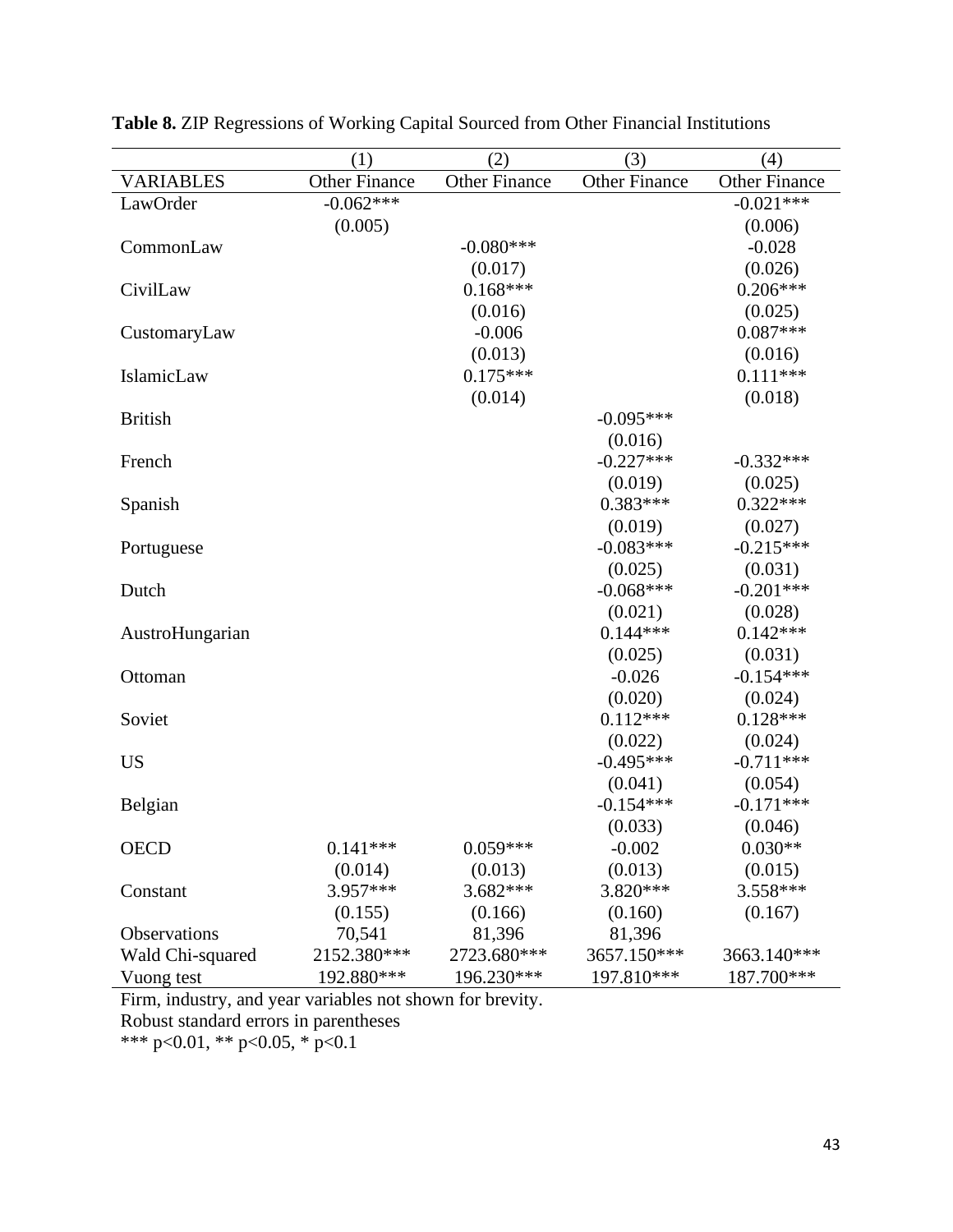**Table 8.** ZIP Regressions of Working Capital Sourced from Other Financial Institutions

| | (1) | (2) | (3) | (4) |
|---|---|---|---|---|
| VARIABLES | Other Finance | Other Finance | Other Finance | Other Finance |
| LawOrder | -0.062*** | | | -0.021*** |
| | (0.005) | | | (0.006) |
| CommonLaw | | -0.080*** | | -0.028 |
| | | (0.017) | | (0.026) |
| CivilLaw | | 0.168*** | | 0.206*** |
| | | (0.016) | | (0.025) |
| CustomaryLaw | | -0.006 | | 0.087*** |
| | | (0.013) | | (0.016) |
| IslamicLaw | | 0.175*** | | 0.111*** |
| | | (0.014) | | (0.018) |
| British | | | -0.095*** | |
| | | | (0.016) | |
| French | | | -0.227*** | -0.332*** |
| | | | (0.019) | (0.025) |
| Spanish | | | 0.383*** | 0.322*** |
| | | | (0.019) | (0.027) |
| Portuguese | | | -0.083*** | -0.215*** |
| | | | (0.025) | (0.031) |
| Dutch | | | -0.068*** | -0.201*** |
| | | | (0.021) | (0.028) |
| AustroHungarian | | | 0.144*** | 0.142*** |
| | | | (0.025) | (0.031) |
| Ottoman | | | -0.026 | -0.154*** |
| | | | (0.020) | (0.024) |
| Soviet | | | 0.112*** | 0.128*** |
| | | | (0.022) | (0.024) |
| US | | | -0.495*** | -0.711*** |
| | | | (0.041) | (0.054) |
| Belgian | | | -0.154*** | -0.171*** |
| | | | (0.033) | (0.046) |
| OECD | 0.141*** | 0.059*** | -0.002 | 0.030** |
| | (0.014) | (0.013) | (0.013) | (0.015) |
| Constant | 3.957*** | 3.682*** | 3.820*** | 3.558*** |
| | (0.155) | (0.166) | (0.160) | (0.167) |
| Observations | 70,541 | 81,396 | 81,396 | |
| Wald Chi-squared | 2152.380*** | 2723.680*** | 3657.150*** | 3663.140*** |
| Vuong test | 192.880*** | 196.230*** | 197.810*** | 187.700*** |

Firm, industry, and year variables not shown for brevity.
Robust standard errors in parentheses
*** p<0.01, ** p<0.05, * p<0.1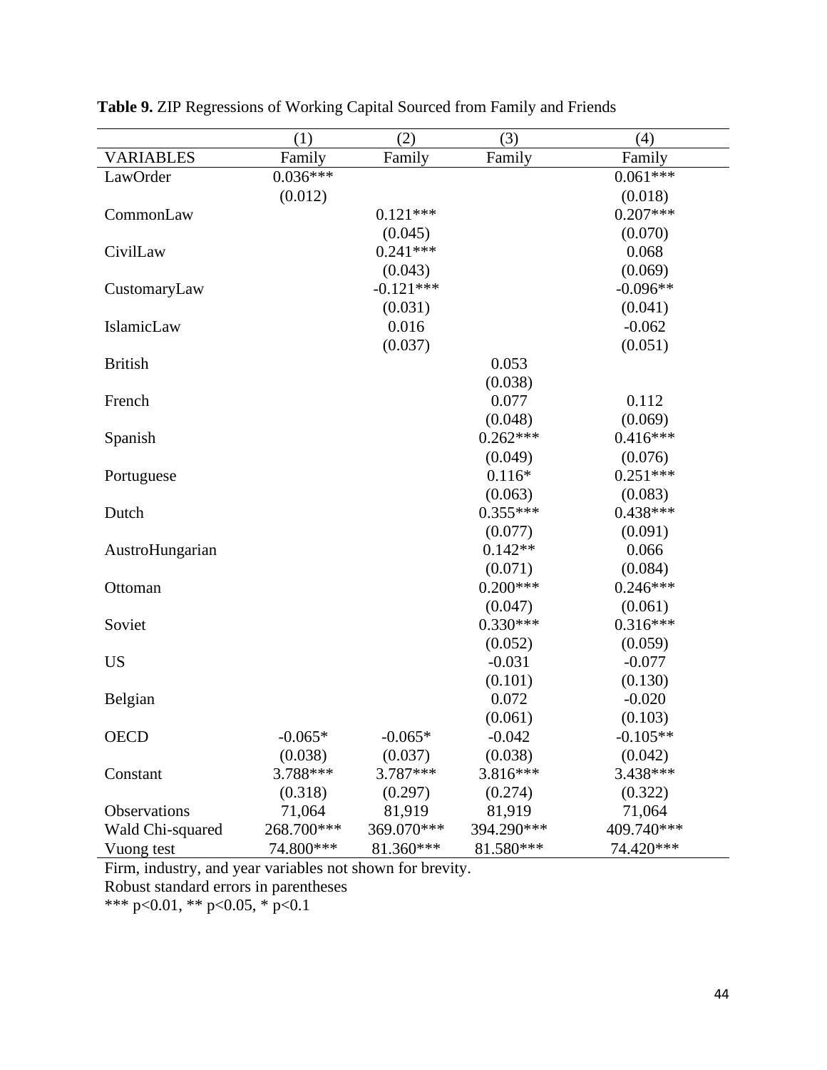**Table 9.** ZIP Regressions of Working Capital Sourced from Family and Friends

| | (1) | (2) | (3) | (4) |
|---|---|---|---|---|
| VARIABLES | Family | Family | Family | Family |
| LawOrder | 0.036*** | | | 0.061*** |
| | (0.012) | | | (0.018) |
| CommonLaw | | 0.121*** | | 0.207*** |
| | | (0.045) | | (0.070) |
| CivilLaw | | 0.241*** | | 0.068 |
| | | (0.043) | | (0.069) |
| CustomaryLaw | | -0.121*** | | -0.096** |
| | | (0.031) | | (0.041) |
| IslamicLaw | | 0.016 | | -0.062 |
| | | (0.037) | | (0.051) |
| British | | | 0.053 | |
| | | | (0.038) | |
| French | | | 0.077 | 0.112 |
| | | | (0.048) | (0.069) |
| Spanish | | | 0.262*** | 0.416*** |
| | | | (0.049) | (0.076) |
| Portuguese | | | 0.116* | 0.251*** |
| | | | (0.063) | (0.083) |
| Dutch | | | 0.355*** | 0.438*** |
| | | | (0.077) | (0.091) |
| AustroHungarian | | | 0.142** | 0.066 |
| | | | (0.071) | (0.084) |
| Ottoman | | | 0.200*** | 0.246*** |
| | | | (0.047) | (0.061) |
| Soviet | | | 0.330*** | 0.316*** |
| | | | (0.052) | (0.059) |
| US | | | -0.031 | -0.077 |
| | | | (0.101) | (0.130) |
| Belgian | | | 0.072 | -0.020 |
| | | | (0.061) | (0.103) |
| OECD | -0.065* | -0.065* | -0.042 | -0.105** |
| | (0.038) | (0.037) | (0.038) | (0.042) |
| Constant | 3.788*** | 3.787*** | 3.816*** | 3.438*** |
| | (0.318) | (0.297) | (0.274) | (0.322) |
| Observations | 71,064 | 81,919 | 81,919 | 71,064 |
| Wald Chi-squared | 268.700*** | 369.070*** | 394.290*** | 409.740*** |
| Vuong test | 74.800*** | 81.360*** | 81.580*** | 74.420*** |

Firm, industry, and year variables not shown for brevity.
Robust standard errors in parentheses
*** p<0.01, ** p<0.05, * p<0.1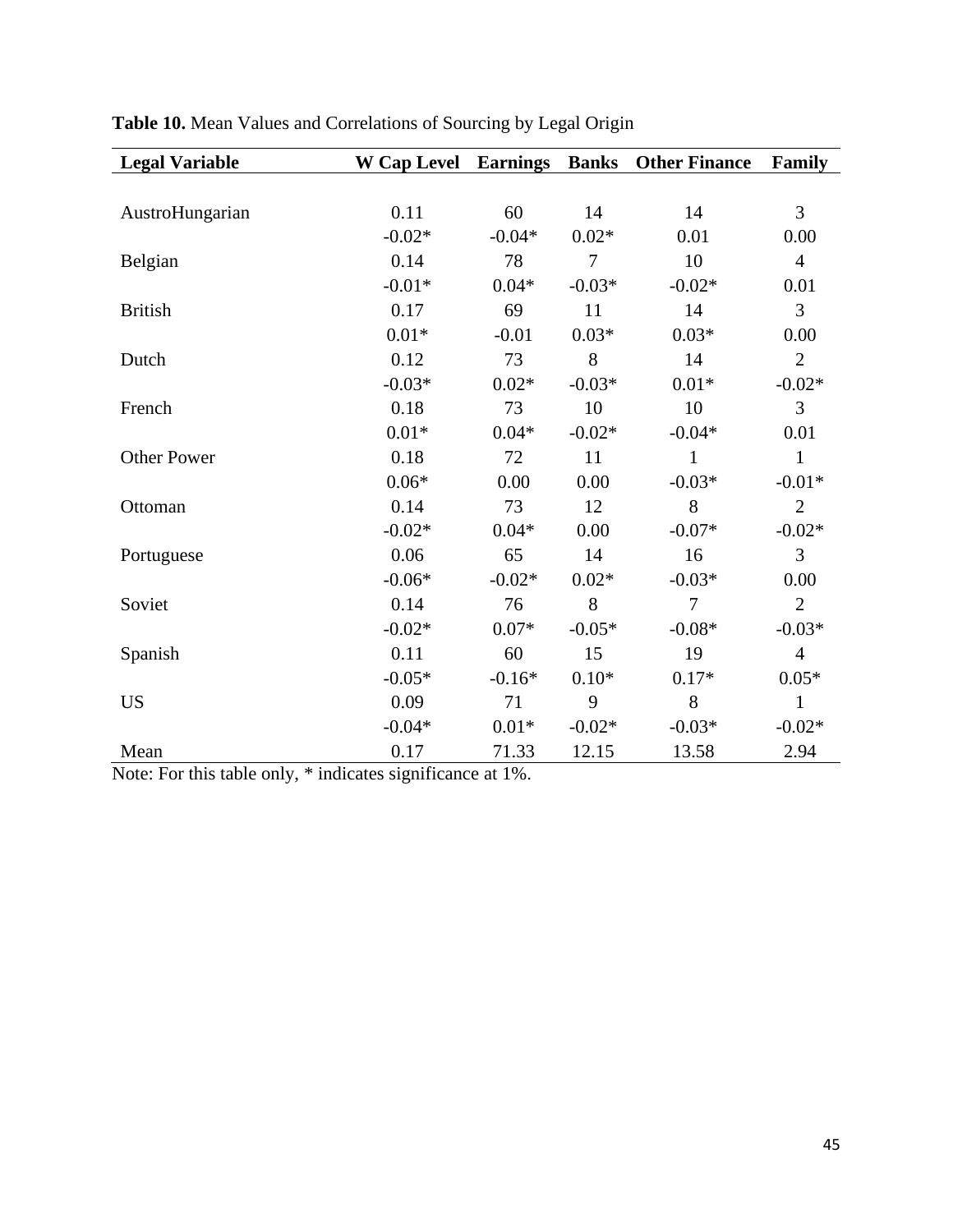**Table 10.** Mean Values and Correlations of Sourcing by Legal Origin

| Legal Variable | W Cap Level | Earnings | Banks | Other Finance | Family |
|---|---|---|---|---|---|
| AustroHungarian | 0.11 | 60 | 14 | 14 | 3 |
| | -0.02* | -0.04* | 0.02* | 0.01 | 0.00 |
| Belgian | 0.14 | 78 | 7 | 10 | 4 |
| | -0.01* | 0.04* | -0.03* | -0.02* | 0.01 |
| British | 0.17 | 69 | 11 | 14 | 3 |
| | 0.01* | -0.01 | 0.03* | 0.03* | 0.00 |
| Dutch | 0.12 | 73 | 8 | 14 | 2 |
| | -0.03* | 0.02* | -0.03* | 0.01* | -0.02* |
| French | 0.18 | 73 | 10 | 10 | 3 |
| | 0.01* | 0.04* | -0.02* | -0.04* | 0.01 |
| Other Power | 0.18 | 72 | 11 | 1 | 1 |
| | 0.06* | 0.00 | 0.00 | -0.03* | -0.01* |
| Ottoman | 0.14 | 73 | 12 | 8 | 2 |
| | -0.02* | 0.04* | 0.00 | -0.07* | -0.02* |
| Portuguese | 0.06 | 65 | 14 | 16 | 3 |
| | -0.06* | -0.02* | 0.02* | -0.03* | 0.00 |
| Soviet | 0.14 | 76 | 8 | 7 | 2 |
| | -0.02* | 0.07* | -0.05* | -0.08* | -0.03* |
| Spanish | 0.11 | 60 | 15 | 19 | 4 |
| | -0.05* | -0.16* | 0.10* | 0.17* | 0.05* |
| US | 0.09 | 71 | 9 | 8 | 1 |
| | -0.04* | 0.01* | -0.02* | -0.03* | -0.02* |
| Mean | 0.17 | 71.33 | 12.15 | 13.58 | 2.94 |

Note: For this table only, * indicates significance at 1%.